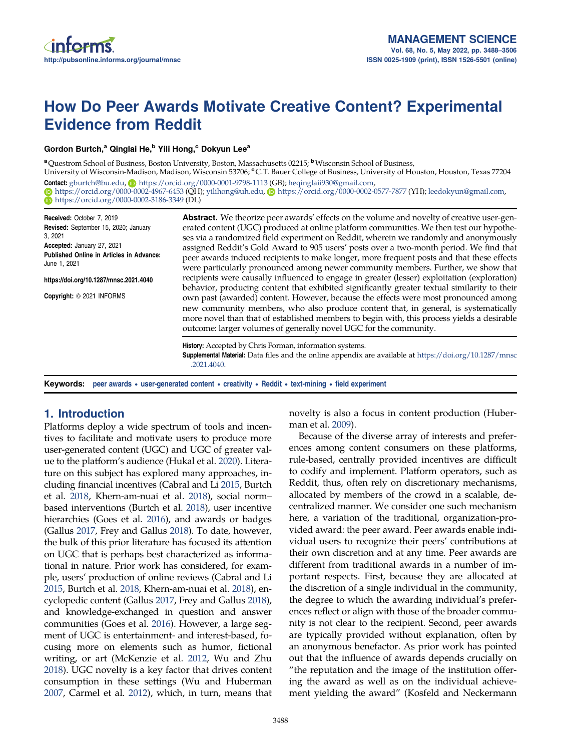# How Do Peer Awards Motivate Creative Content? Experimental Evidence from Reddit

**Gordon Burtch,[a] Qinglai He,[b] Yili Hong,[c] Dokyun Lee[a]**

[a] Questrom School of Business, Boston University, Boston, Massachusetts 02215; [b] Wisconsin School of Business, University of Wisconsin-Madison, Madison, Wisconsin 53706; [c] C.T. Bauer College of Business, University of Houston, Houston, Texas 77204

**Contact:** gburtch@bu.edu, https://orcid.org/0000-0001-9798-1113 (GB); heqinglaii930@gmail.com, https://orcid.org/0000-0002-4967-6453 (QH); yilihong@uh.edu, https://orcid.org/0000-0002-0577-7877 (YH); leedokyun@gmail.com, https://orcid.org/0000-0002-3186-3349 (DL)

**Received:** October 7, 2019
**Revised:** September 15, 2020; January 3, 2021
**Accepted:** January 27, 2021
**Published Online in Articles in Advance:** June 1, 2021

https://doi.org/10.1287/mnsc.2021.4040

**Copyright:** © 2021 INFORMS

**Abstract.** We theorize peer awards' effects on the volume and novelty of creative user-generated content (UGC) produced at online platform communities. We then test our hypotheses via a randomized field experiment on Reddit, wherein we randomly and anonymously assigned Reddit's Gold Award to 905 users' posts over a two-month period. We find that peer awards induced recipients to make longer, more frequent posts and that these effects were particularly pronounced among newer community members. Further, we show that recipients were causally influenced to engage in greater (lesser) exploitation (exploration) behavior, producing content that exhibited significantly greater textual similarity to their own past (awarded) content. However, because the effects were most pronounced among new community members, who also produce content that, in general, is systematically more novel than that of established members to begin with, this process yields a desirable outcome: larger volumes of generally novel UGC for the community.

**History:** Accepted by Chris Forman, information systems.
**Supplemental Material:** Data files and the online appendix are available at https://doi.org/10.1287/mnsc.2021.4040.

**Keywords:** peer awards • user-generated content • creativity • Reddit • text-mining • field experiment

## 1. Introduction

Platforms deploy a wide spectrum of tools and incentives to facilitate and motivate users to produce more user-generated content (UGC) and UGC of greater value to the platform's audience (Hukal et al. 2020). Literature on this subject has explored many approaches, including financial incentives (Cabral and Li 2015, Burtch et al. 2018, Khern-am-nuai et al. 2018), social norm–based interventions (Burtch et al. 2018), user incentive hierarchies (Goes et al. 2016), and awards or badges (Gallus 2017, Frey and Gallus 2018). To date, however, the bulk of this prior literature has focused its attention on UGC that is perhaps best characterized as informational in nature. Prior work has considered, for example, users' production of online reviews (Cabral and Li 2015, Burtch et al. 2018, Khern-am-nuai et al. 2018), encyclopedic content (Gallus 2017, Frey and Gallus 2018), and knowledge-exchanged in question and answer communities (Goes et al. 2016). However, a large segment of UGC is entertainment- and interest-based, focusing more on elements such as humor, fictional writing, or art (McKenzie et al. 2012, Wu and Zhu 2018). UGC novelty is a key factor that drives content consumption in these settings (Wu and Huberman 2007, Carmel et al. 2012), which, in turn, means that novelty is also a focus in content production (Huberman et al. 2009).

Because of the diverse array of interests and preferences among content consumers on these platforms, rule-based, centrally provided incentives are difficult to codify and implement. Platform operators, such as Reddit, thus, often rely on discretionary mechanisms, allocated by members of the crowd in a scalable, decentralized manner. We consider one such mechanism here, a variation of the traditional, organization-provided award: the peer award. Peer awards enable individual users to recognize their peers' contributions at their own discretion and at any time. Peer awards are different from traditional awards in a number of important respects. First, because they are allocated at the discretion of a single individual in the community, the degree to which the awarding individual's preferences reflect or align with those of the broader community is not clear to the recipient. Second, peer awards are typically provided without explanation, often by an anonymous benefactor. As prior work has pointed out that the influence of awards depends crucially on "the reputation and the image of the institution offering the award as well as on the individual achievement yielding the award" (Kosfeld and Neckermann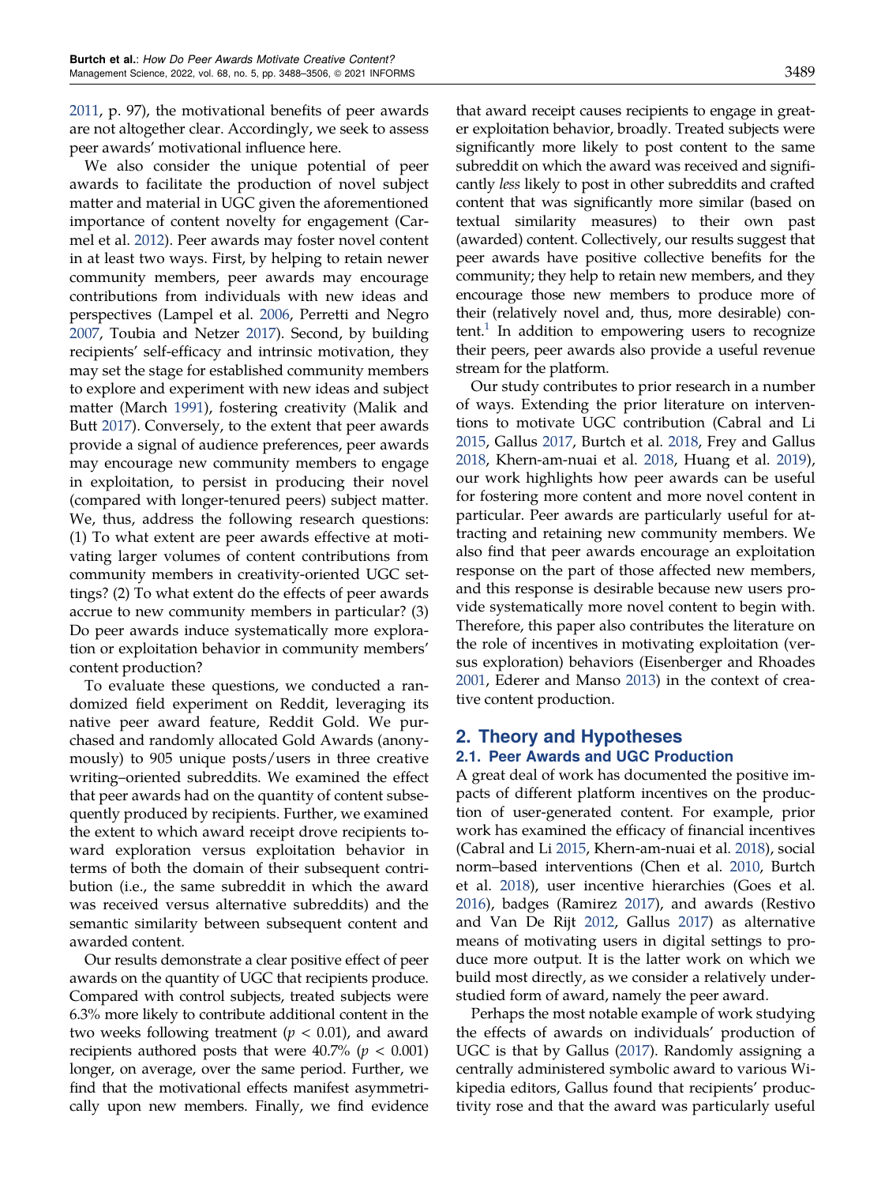2011, p. 97), the motivational benefits of peer awards are not altogether clear. Accordingly, we seek to assess peer awards' motivational influence here.

We also consider the unique potential of peer awards to facilitate the production of novel subject matter and material in UGC given the aforementioned importance of content novelty for engagement (Carmel et al. 2012). Peer awards may foster novel content in at least two ways. First, by helping to retain newer community members, peer awards may encourage contributions from individuals with new ideas and perspectives (Lampel et al. 2006, Perretti and Negro 2007, Toubia and Netzer 2017). Second, by building recipients' self-efficacy and intrinsic motivation, they may set the stage for established community members to explore and experiment with new ideas and subject matter (March 1991), fostering creativity (Malik and Butt 2017). Conversely, to the extent that peer awards provide a signal of audience preferences, peer awards may encourage new community members to engage in exploitation, to persist in producing their novel (compared with longer-tenured peers) subject matter. We, thus, address the following research questions: (1) To what extent are peer awards effective at motivating larger volumes of content contributions from community members in creativity-oriented UGC settings? (2) To what extent do the effects of peer awards accrue to new community members in particular? (3) Do peer awards induce systematically more exploration or exploitation behavior in community members' content production?

To evaluate these questions, we conducted a randomized field experiment on Reddit, leveraging its native peer award feature, Reddit Gold. We purchased and randomly allocated Gold Awards (anonymously) to 905 unique posts/users in three creative writing–oriented subreddits. We examined the effect that peer awards had on the quantity of content subsequently produced by recipients. Further, we examined the extent to which award receipt drove recipients toward exploration versus exploitation behavior in terms of both the domain of their subsequent contribution (i.e., the same subreddit in which the award was received versus alternative subreddits) and the semantic similarity between subsequent content and awarded content.

Our results demonstrate a clear positive effect of peer awards on the quantity of UGC that recipients produce. Compared with control subjects, treated subjects were 6.3% more likely to contribute additional content in the two weeks following treatment ($p < 0.01$), and award recipients authored posts that were 40.7% ($p < 0.001$) longer, on average, over the same period. Further, we find that the motivational effects manifest asymmetrically upon new members. Finally, we find evidence that award receipt causes recipients to engage in greater exploitation behavior, broadly. Treated subjects were significantly more likely to post content to the same subreddit on which the award was received and significantly *less* likely to post in other subreddits and crafted content that was significantly more similar (based on textual similarity measures) to their own past (awarded) content. Collectively, our results suggest that peer awards have positive collective benefits for the community; they help to retain new members, and they encourage those new members to produce more of their (relatively novel and, thus, more desirable) content.[1] In addition to empowering users to recognize their peers, peer awards also provide a useful revenue stream for the platform.

Our study contributes to prior research in a number of ways. Extending the prior literature on interventions to motivate UGC contribution (Cabral and Li 2015, Gallus 2017, Burtch et al. 2018, Frey and Gallus 2018, Khern-am-nuai et al. 2018, Huang et al. 2019), our work highlights how peer awards can be useful for fostering more content and more novel content in particular. Peer awards are particularly useful for attracting and retaining new community members. We also find that peer awards encourage an exploitation response on the part of those affected new members, and this response is desirable because new users provide systematically more novel content to begin with. Therefore, this paper also contributes the literature on the role of incentives in motivating exploitation (versus exploration) behaviors (Eisenberger and Rhoades 2001, Ederer and Manso 2013) in the context of creative content production.

## 2. Theory and Hypotheses

### 2.1. Peer Awards and UGC Production

A great deal of work has documented the positive impacts of different platform incentives on the production of user-generated content. For example, prior work has examined the efficacy of financial incentives (Cabral and Li 2015, Khern-am-nuai et al. 2018), social norm–based interventions (Chen et al. 2010, Burtch et al. 2018), user incentive hierarchies (Goes et al. 2016), badges (Ramirez 2017), and awards (Restivo and Van De Rijt 2012, Gallus 2017) as alternative means of motivating users in digital settings to produce more output. It is the latter work on which we build most directly, as we consider a relatively understudied form of award, namely the peer award.

Perhaps the most notable example of work studying the effects of awards on individuals' production of UGC is that by Gallus (2017). Randomly assigning a centrally administered symbolic award to various Wikipedia editors, Gallus found that recipients' productivity rose and that the award was particularly useful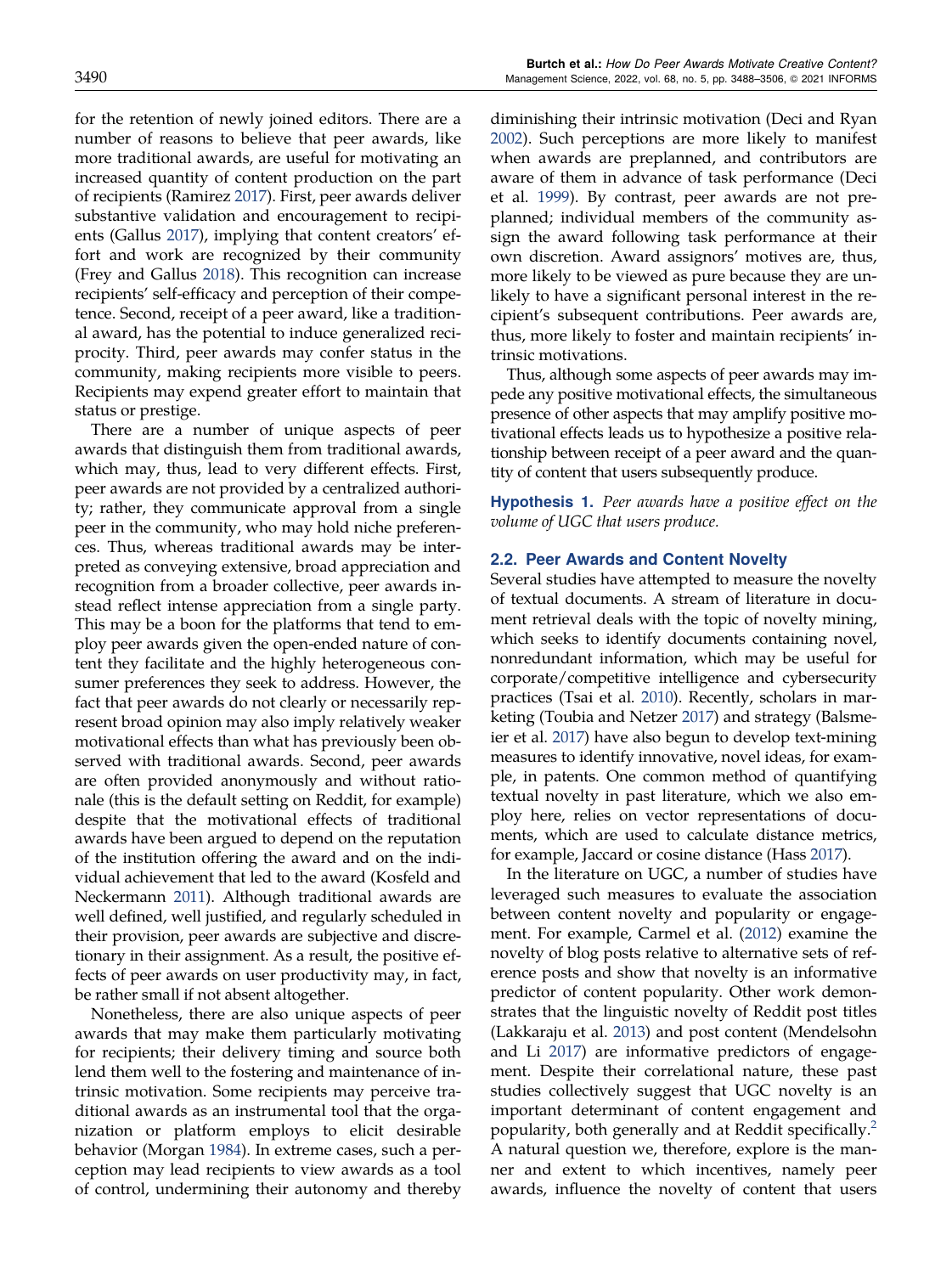for the retention of newly joined editors. There are a number of reasons to believe that peer awards, like more traditional awards, are useful for motivating an increased quantity of content production on the part of recipients (Ramirez 2017). First, peer awards deliver substantive validation and encouragement to recipients (Gallus 2017), implying that content creators' effort and work are recognized by their community (Frey and Gallus 2018). This recognition can increase recipients' self-efficacy and perception of their competence. Second, receipt of a peer award, like a traditional award, has the potential to induce generalized reciprocity. Third, peer awards may confer status in the community, making recipients more visible to peers. Recipients may expend greater effort to maintain that status or prestige.

There are a number of unique aspects of peer awards that distinguish them from traditional awards, which may, thus, lead to very different effects. First, peer awards are not provided by a centralized authority; rather, they communicate approval from a single peer in the community, who may hold niche preferences. Thus, whereas traditional awards may be interpreted as conveying extensive, broad appreciation and recognition from a broader collective, peer awards instead reflect intense appreciation from a single party. This may be a boon for the platforms that tend to employ peer awards given the open-ended nature of content they facilitate and the highly heterogeneous consumer preferences they seek to address. However, the fact that peer awards do not clearly or necessarily represent broad opinion may also imply relatively weaker motivational effects than what has previously been observed with traditional awards. Second, peer awards are often provided anonymously and without rationale (this is the default setting on Reddit, for example) despite that the motivational effects of traditional awards have been argued to depend on the reputation of the institution offering the award and on the individual achievement that led to the award (Kosfeld and Neckermann 2011). Although traditional awards are well defined, well justified, and regularly scheduled in their provision, peer awards are subjective and discretionary in their assignment. As a result, the positive effects of peer awards on user productivity may, in fact, be rather small if not absent altogether.

Nonetheless, there are also unique aspects of peer awards that may make them particularly motivating for recipients; their delivery timing and source both lend them well to the fostering and maintenance of intrinsic motivation. Some recipients may perceive traditional awards as an instrumental tool that the organization or platform employs to elicit desirable behavior (Morgan 1984). In extreme cases, such a perception may lead recipients to view awards as a tool of control, undermining their autonomy and thereby diminishing their intrinsic motivation (Deci and Ryan 2002). Such perceptions are more likely to manifest when awards are preplanned, and contributors are aware of them in advance of task performance (Deci et al. 1999). By contrast, peer awards are not preplanned; individual members of the community assign the award following task performance at their own discretion. Award assignors' motives are, thus, more likely to be viewed as pure because they are unlikely to have a significant personal interest in the recipient's subsequent contributions. Peer awards are, thus, more likely to foster and maintain recipients' intrinsic motivations.

Thus, although some aspects of peer awards may impede any positive motivational effects, the simultaneous presence of other aspects that may amplify positive motivational effects leads us to hypothesize a positive relationship between receipt of a peer award and the quantity of content that users subsequently produce.

**Hypothesis 1.** *Peer awards have a positive effect on the volume of UGC that users produce.*

## 2.2. Peer Awards and Content Novelty

Several studies have attempted to measure the novelty of textual documents. A stream of literature in document retrieval deals with the topic of novelty mining, which seeks to identify documents containing novel, nonredundant information, which may be useful for corporate/competitive intelligence and cybersecurity practices (Tsai et al. 2010). Recently, scholars in marketing (Toubia and Netzer 2017) and strategy (Balsmeier et al. 2017) have also begun to develop text-mining measures to identify innovative, novel ideas, for example, in patents. One common method of quantifying textual novelty in past literature, which we also employ here, relies on vector representations of documents, which are used to calculate distance metrics, for example, Jaccard or cosine distance (Hass 2017).

In the literature on UGC, a number of studies have leveraged such measures to evaluate the association between content novelty and popularity or engagement. For example, Carmel et al. (2012) examine the novelty of blog posts relative to alternative sets of reference posts and show that novelty is an informative predictor of content popularity. Other work demonstrates that the linguistic novelty of Reddit post titles (Lakkaraju et al. 2013) and post content (Mendelsohn and Li 2017) are informative predictors of engagement. Despite their correlational nature, these past studies collectively suggest that UGC novelty is an important determinant of content engagement and popularity, both generally and at Reddit specifically.[2] A natural question we, therefore, explore is the manner and extent to which incentives, namely peer awards, influence the novelty of content that users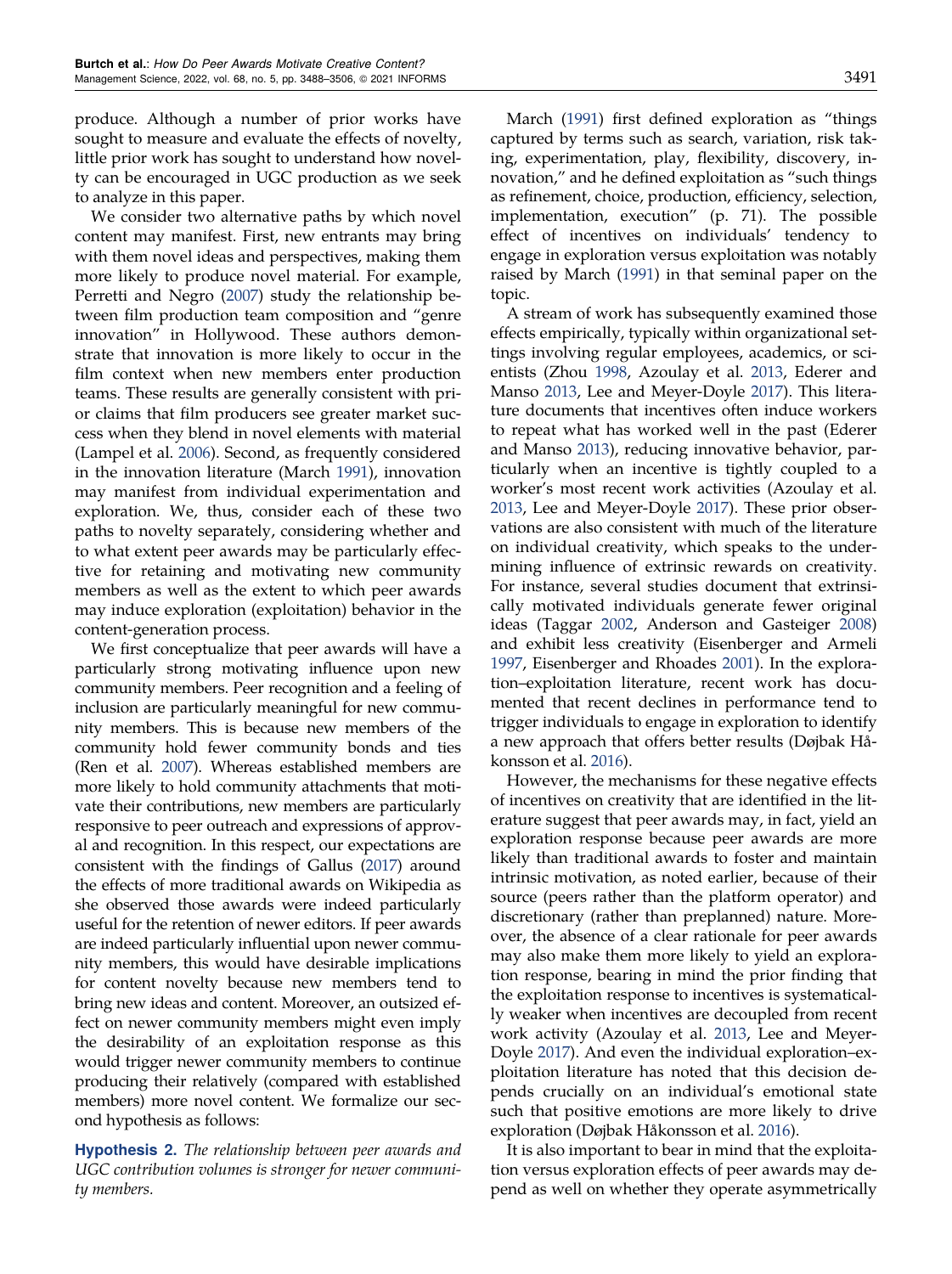produce. Although a number of prior works have sought to measure and evaluate the effects of novelty, little prior work has sought to understand how novelty can be encouraged in UGC production as we seek to analyze in this paper.

We consider two alternative paths by which novel content may manifest. First, new entrants may bring with them novel ideas and perspectives, making them more likely to produce novel material. For example, Perretti and Negro (2007) study the relationship between film production team composition and "genre innovation" in Hollywood. These authors demonstrate that innovation is more likely to occur in the film context when new members enter production teams. These results are generally consistent with prior claims that film producers see greater market success when they blend in novel elements with material (Lampel et al. 2006). Second, as frequently considered in the innovation literature (March 1991), innovation may manifest from individual experimentation and exploration. We, thus, consider each of these two paths to novelty separately, considering whether and to what extent peer awards may be particularly effective for retaining and motivating new community members as well as the extent to which peer awards may induce exploration (exploitation) behavior in the content-generation process.

We first conceptualize that peer awards will have a particularly strong motivating influence upon new community members. Peer recognition and a feeling of inclusion are particularly meaningful for new community members. This is because new members of the community hold fewer community bonds and ties (Ren et al. 2007). Whereas established members are more likely to hold community attachments that motivate their contributions, new members are particularly responsive to peer outreach and expressions of approval and recognition. In this respect, our expectations are consistent with the findings of Gallus (2017) around the effects of more traditional awards on Wikipedia as she observed those awards were indeed particularly useful for the retention of newer editors. If peer awards are indeed particularly influential upon newer community members, this would have desirable implications for content novelty because new members tend to bring new ideas and content. Moreover, an outsized effect on newer community members might even imply the desirability of an exploitation response as this would trigger newer community members to continue producing their relatively (compared with established members) more novel content. We formalize our second hypothesis as follows:

**Hypothesis 2.** *The relationship between peer awards and UGC contribution volumes is stronger for newer community members.*

March (1991) first defined exploration as "things captured by terms such as search, variation, risk taking, experimentation, play, flexibility, discovery, innovation," and he defined exploitation as "such things as refinement, choice, production, efficiency, selection, implementation, execution" (p. 71). The possible effect of incentives on individuals' tendency to engage in exploration versus exploitation was notably raised by March (1991) in that seminal paper on the topic.

A stream of work has subsequently examined those effects empirically, typically within organizational settings involving regular employees, academics, or scientists (Zhou 1998, Azoulay et al. 2013, Ederer and Manso 2013, Lee and Meyer-Doyle 2017). This literature documents that incentives often induce workers to repeat what has worked well in the past (Ederer and Manso 2013), reducing innovative behavior, particularly when an incentive is tightly coupled to a worker's most recent work activities (Azoulay et al. 2013, Lee and Meyer-Doyle 2017). These prior observations are also consistent with much of the literature on individual creativity, which speaks to the undermining influence of extrinsic rewards on creativity. For instance, several studies document that extrinsically motivated individuals generate fewer original ideas (Taggar 2002, Anderson and Gasteiger 2008) and exhibit less creativity (Eisenberger and Armeli 1997, Eisenberger and Rhoades 2001). In the exploration–exploitation literature, recent work has documented that recent declines in performance tend to trigger individuals to engage in exploration to identify a new approach that offers better results (Døjbak Håkonsson et al. 2016).

However, the mechanisms for these negative effects of incentives on creativity that are identified in the literature suggest that peer awards may, in fact, yield an exploration response because peer awards are more likely than traditional awards to foster and maintain intrinsic motivation, as noted earlier, because of their source (peers rather than the platform operator) and discretionary (rather than preplanned) nature. Moreover, the absence of a clear rationale for peer awards may also make them more likely to yield an exploration response, bearing in mind the prior finding that the exploitation response to incentives is systematically weaker when incentives are decoupled from recent work activity (Azoulay et al. 2013, Lee and Meyer-Doyle 2017). And even the individual exploration–exploitation literature has noted that this decision depends crucially on an individual's emotional state such that positive emotions are more likely to drive exploration (Døjbak Håkonsson et al. 2016).

It is also important to bear in mind that the exploitation versus exploration effects of peer awards may depend as well on whether they operate asymmetrically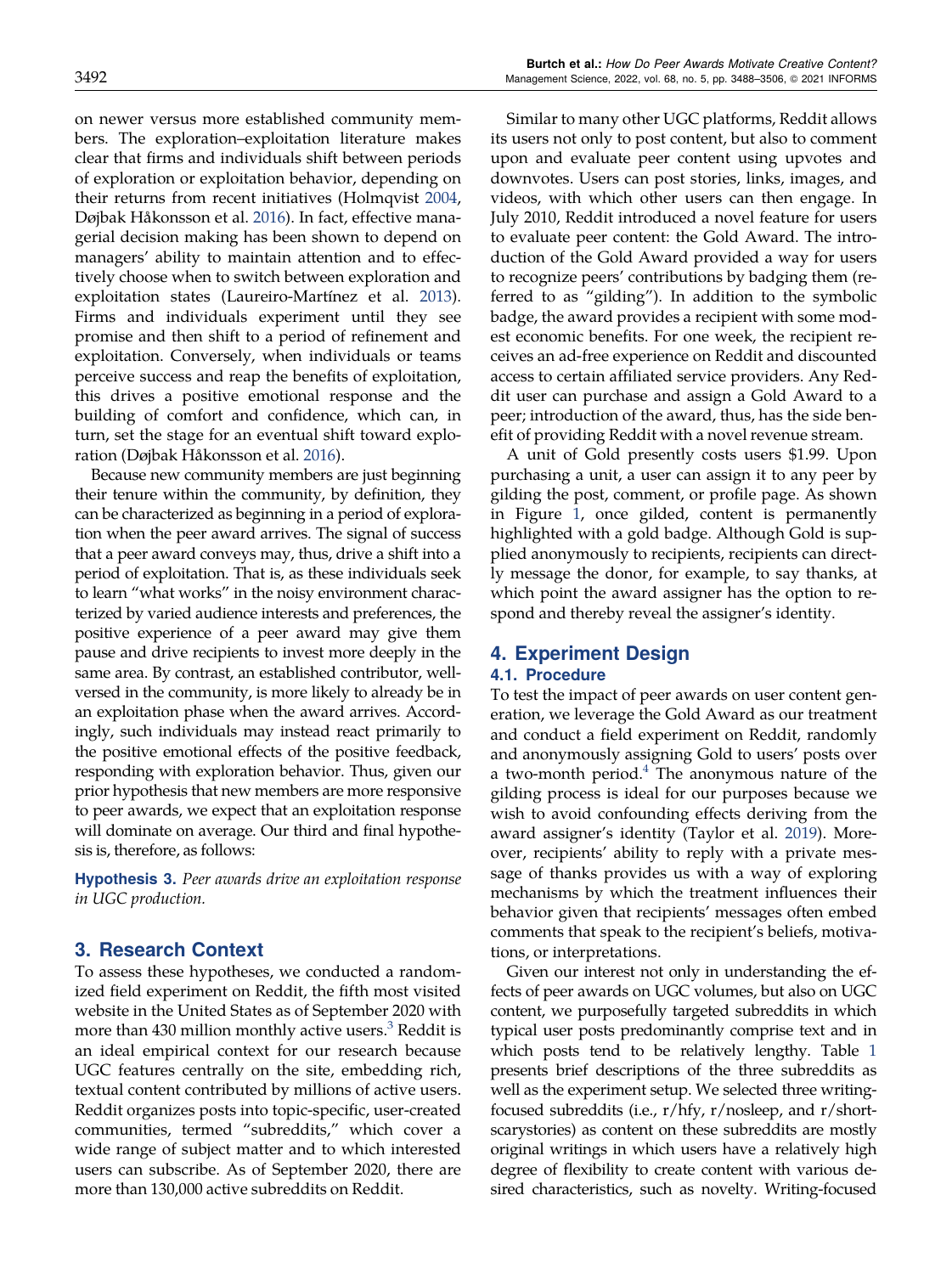on newer versus more established community members. The exploration–exploitation literature makes clear that firms and individuals shift between periods of exploration or exploitation behavior, depending on their returns from recent initiatives (Holmqvist 2004, Døjbak Håkonsson et al. 2016). In fact, effective managerial decision making has been shown to depend on managers' ability to maintain attention and to effectively choose when to switch between exploration and exploitation states (Laureiro-Martínez et al. 2013). Firms and individuals experiment until they see promise and then shift to a period of refinement and exploitation. Conversely, when individuals or teams perceive success and reap the benefits of exploitation, this drives a positive emotional response and the building of comfort and confidence, which can, in turn, set the stage for an eventual shift toward exploration (Døjbak Håkonsson et al. 2016).

Because new community members are just beginning their tenure within the community, by definition, they can be characterized as beginning in a period of exploration when the peer award arrives. The signal of success that a peer award conveys may, thus, drive a shift into a period of exploitation. That is, as these individuals seek to learn "what works" in the noisy environment characterized by varied audience interests and preferences, the positive experience of a peer award may give them pause and drive recipients to invest more deeply in the same area. By contrast, an established contributor, well-versed in the community, is more likely to already be in an exploitation phase when the award arrives. Accordingly, such individuals may instead react primarily to the positive emotional effects of the positive feedback, responding with exploration behavior. Thus, given our prior hypothesis that new members are more responsive to peer awards, we expect that an exploitation response will dominate on average. Our third and final hypothesis is, therefore, as follows:

**Hypothesis 3.** *Peer awards drive an exploitation response in UGC production.*

## 3. Research Context

To assess these hypotheses, we conducted a randomized field experiment on Reddit, the fifth most visited website in the United States as of September 2020 with more than 430 million monthly active users.[3] Reddit is an ideal empirical context for our research because UGC features centrally on the site, embedding rich, textual content contributed by millions of active users. Reddit organizes posts into topic-specific, user-created communities, termed "subreddits," which cover a wide range of subject matter and to which interested users can subscribe. As of September 2020, there are more than 130,000 active subreddits on Reddit.

Similar to many other UGC platforms, Reddit allows its users not only to post content, but also to comment upon and evaluate peer content using upvotes and downvotes. Users can post stories, links, images, and videos, with which other users can then engage. In July 2010, Reddit introduced a novel feature for users to evaluate peer content: the Gold Award. The introduction of the Gold Award provided a way for users to recognize peers' contributions by badging them (referred to as "gilding"). In addition to the symbolic badge, the award provides a recipient with some modest economic benefits. For one week, the recipient receives an ad-free experience on Reddit and discounted access to certain affiliated service providers. Any Reddit user can purchase and assign a Gold Award to a peer; introduction of the award, thus, has the side benefit of providing Reddit with a novel revenue stream.

A unit of Gold presently costs users $1.99. Upon purchasing a unit, a user can assign it to any peer by gilding the post, comment, or profile page. As shown in Figure 1, once gilded, content is permanently highlighted with a gold badge. Although Gold is supplied anonymously to recipients, recipients can directly message the donor, for example, to say thanks, at which point the award assigner has the option to respond and thereby reveal the assigner's identity.

## 4. Experiment Design

### 4.1. Procedure

To test the impact of peer awards on user content generation, we leverage the Gold Award as our treatment and conduct a field experiment on Reddit, randomly and anonymously assigning Gold to users' posts over a two-month period.[4] The anonymous nature of the gilding process is ideal for our purposes because we wish to avoid confounding effects deriving from the award assigner's identity (Taylor et al. 2019). Moreover, recipients' ability to reply with a private message of thanks provides us with a way of exploring mechanisms by which the treatment influences their behavior given that recipients' messages often embed comments that speak to the recipient's beliefs, motivations, or interpretations.

Given our interest not only in understanding the effects of peer awards on UGC volumes, but also on UGC content, we purposefully targeted subreddits in which typical user posts predominantly comprise text and in which posts tend to be relatively lengthy. Table 1 presents brief descriptions of the three subreddits as well as the experiment setup. We selected three writing-focused subreddits (i.e., r/hfy, r/nosleep, and r/shortscarystories) as content on these subreddits are mostly original writings in which users have a relatively high degree of flexibility to create content with various desired characteristics, such as novelty. Writing-focused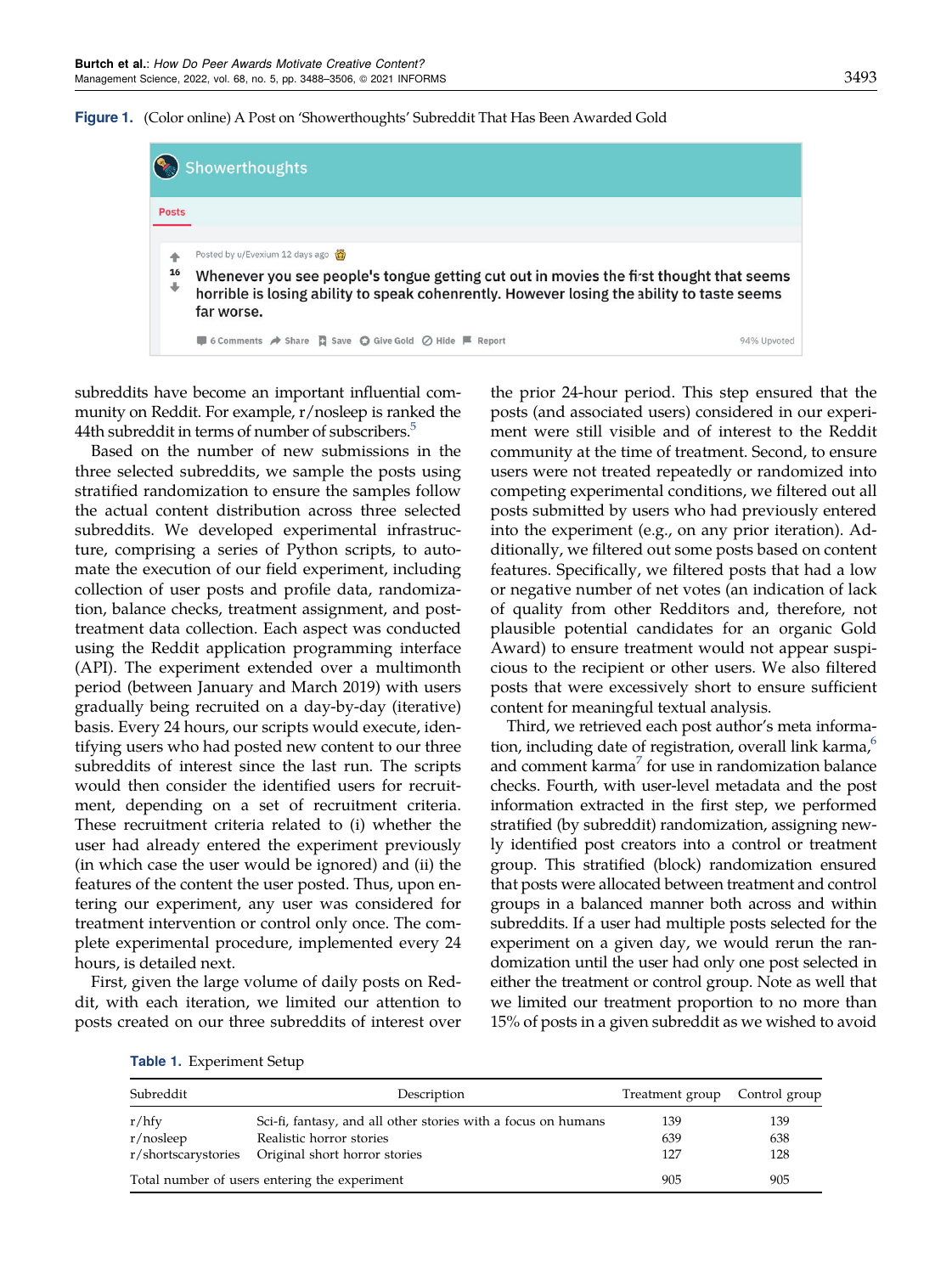**Figure 1.** (Color online) A Post on 'Showerthoughts' Subreddit That Has Been Awarded Gold

subreddits have become an important influential community on Reddit. For example, r/nosleep is ranked the 44th subreddit in terms of number of subscribers.[5]

Based on the number of new submissions in the three selected subreddits, we sample the posts using stratified randomization to ensure the samples follow the actual content distribution across three selected subreddits. We developed experimental infrastructure, comprising a series of Python scripts, to automate the execution of our field experiment, including collection of user posts and profile data, randomization, balance checks, treatment assignment, and post-treatment data collection. Each aspect was conducted using the Reddit application programming interface (API). The experiment extended over a multimonth period (between January and March 2019) with users gradually being recruited on a day-by-day (iterative) basis. Every 24 hours, our scripts would execute, identifying users who had posted new content to our three subreddits of interest since the last run. The scripts would then consider the identified users for recruitment, depending on a set of recruitment criteria. These recruitment criteria related to (i) whether the user had already entered the experiment previously (in which case the user would be ignored) and (ii) the features of the content the user posted. Thus, upon entering our experiment, any user was considered for treatment intervention or control only once. The complete experimental procedure, implemented every 24 hours, is detailed next.

First, given the large volume of daily posts on Reddit, with each iteration, we limited our attention to posts created on our three subreddits of interest over the prior 24-hour period. This step ensured that the posts (and associated users) considered in our experiment were still visible and of interest to the Reddit community at the time of treatment. Second, to ensure users were not treated repeatedly or randomized into competing experimental conditions, we filtered out all posts submitted by users who had previously entered into the experiment (e.g., on any prior iteration). Additionally, we filtered out some posts based on content features. Specifically, we filtered posts that had a low or negative number of net votes (an indication of lack of quality from other Redditors and, therefore, not plausible potential candidates for an organic Gold Award) to ensure treatment would not appear suspicious to the recipient or other users. We also filtered posts that were excessively short to ensure sufficient content for meaningful textual analysis.

Third, we retrieved each post author's meta information, including date of registration, overall link karma,[6] and comment karma[7] for use in randomization balance checks. Fourth, with user-level metadata and the post information extracted in the first step, we performed stratified (by subreddit) randomization, assigning newly identified post creators into a control or treatment group. This stratified (block) randomization ensured that posts were allocated between treatment and control groups in a balanced manner both across and within subreddits. If a user had multiple posts selected for the experiment on a given day, we would rerun the randomization until the user had only one post selected in either the treatment or control group. Note as well that we limited our treatment proportion to no more than 15% of posts in a given subreddit as we wished to avoid

**Table 1.** Experiment Setup

| Subreddit | Description | Treatment group | Control group |
|---|---|---|---|
| r/hfy | Sci-fi, fantasy, and all other stories with a focus on humans | 139 | 139 |
| r/nosleep | Realistic horror stories | 639 | 638 |
| r/shortscarystories | Original short horror stories | 127 | 128 |
| Total number of users entering the experiment | | 905 | 905 |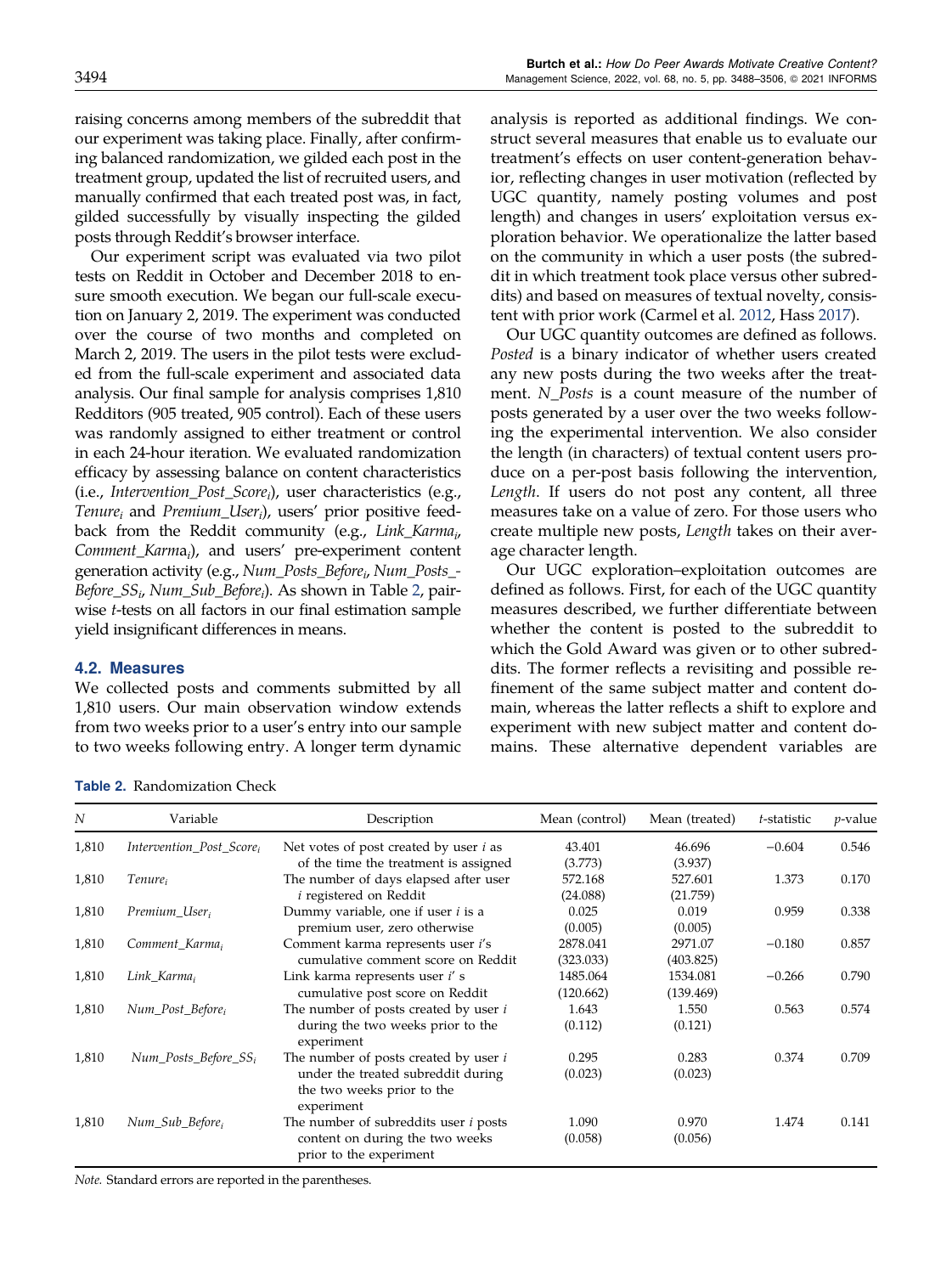raising concerns among members of the subreddit that our experiment was taking place. Finally, after confirming balanced randomization, we gilded each post in the treatment group, updated the list of recruited users, and manually confirmed that each treated post was, in fact, gilded successfully by visually inspecting the gilded posts through Reddit's browser interface.

Our experiment script was evaluated via two pilot tests on Reddit in October and December 2018 to ensure smooth execution. We began our full-scale execution on January 2, 2019. The experiment was conducted over the course of two months and completed on March 2, 2019. The users in the pilot tests were excluded from the full-scale experiment and associated data analysis. Our final sample for analysis comprises 1,810 Redditors (905 treated, 905 control). Each of these users was randomly assigned to either treatment or control in each 24-hour iteration. We evaluated randomization efficacy by assessing balance on content characteristics (i.e., $Intervention\_Post\_Score_i$), user characteristics (e.g., $Tenure_i$ and $Premium\_User_i$), users' prior positive feedback from the Reddit community (e.g., $Link\_Karma_i$, $Comment\_Karma_i$), and users' pre-experiment content generation activity (e.g., $Num\_Posts\_Before_i$, $Num\_Posts\_Before\_SS_i$, $Num\_Sub\_Before_i$). As shown in Table 2, pairwise *t*-tests on all factors in our final estimation sample yield insignificant differences in means.

### 4.2. Measures

We collected posts and comments submitted by all 1,810 users. Our main observation window extends from two weeks prior to a user's entry into our sample to two weeks following entry. A longer term dynamic analysis is reported as additional findings. We construct several measures that enable us to evaluate our treatment's effects on user content-generation behavior, reflecting changes in user motivation (reflected by UGC quantity, namely posting volumes and post length) and changes in users' exploitation versus exploration behavior. We operationalize the latter based on the community in which a user posts (the subreddit in which treatment took place versus other subreddits) and based on measures of textual novelty, consistent with prior work (Carmel et al. 2012, Hass 2017).

Our UGC quantity outcomes are defined as follows. *Posted* is a binary indicator of whether users created any new posts during the two weeks after the treatment. *N_Posts* is a count measure of the number of posts generated by a user over the two weeks following the experimental intervention. We also consider the length (in characters) of textual content users produce on a per-post basis following the intervention, *Length*. If users do not post any content, all three measures take on a value of zero. For those users who create multiple new posts, *Length* takes on their average character length.

Our UGC exploration–exploitation outcomes are defined as follows. First, for each of the UGC quantity measures described, we further differentiate between whether the content is posted to the subreddit to which the Gold Award was given or to other subreddits. The former reflects a revisiting and possible refinement of the same subject matter and content domain, whereas the latter reflects a shift to explore and experiment with new subject matter and content domains. These alternative dependent variables are

**Table 2.** Randomization Check

| *N* | Variable | Description | Mean (control) | Mean (treated) | *t*-statistic | *p*-value |
|---|---|---|---|---|---|---|
| 1,810 | $Intervention\_Post\_Score_i$ | Net votes of post created by user *i* as of the time the treatment is assigned | 43.401 (3.773) | 46.696 (3.937) | −0.604 | 0.546 |
| 1,810 | $Tenure_i$ | The number of days elapsed after user *i* registered on Reddit | 572.168 (24.088) | 527.601 (21.759) | 1.373 | 0.170 |
| 1,810 | $Premium\_User_i$ | Dummy variable, one if user *i* is a premium user, zero otherwise | 0.025 (0.005) | 0.019 (0.005) | 0.959 | 0.338 |
| 1,810 | $Comment\_Karma_i$ | Comment karma represents user *i*'s cumulative comment score on Reddit | 2878.041 (323.033) | 2971.07 (403.825) | −0.180 | 0.857 |
| 1,810 | $Link\_Karma_i$ | Link karma represents user *i*' s cumulative post score on Reddit | 1485.064 (120.662) | 1534.081 (139.469) | −0.266 | 0.790 |
| 1,810 | $Num\_Post\_Before_i$ | The number of posts created by user *i* during the two weeks prior to the experiment | 1.643 (0.112) | 1.550 (0.121) | 0.563 | 0.574 |
| 1,810 | $Num\_Posts\_Before\_SS_i$ | The number of posts created by user *i* under the treated subreddit during the two weeks prior to the experiment | 0.295 (0.023) | 0.283 (0.023) | 0.374 | 0.709 |
| 1,810 | $Num\_Sub\_Before_i$ | The number of subreddits user *i* posts content on during the two weeks prior to the experiment | 1.090 (0.058) | 0.970 (0.056) | 1.474 | 0.141 |

*Note.* Standard errors are reported in the parentheses.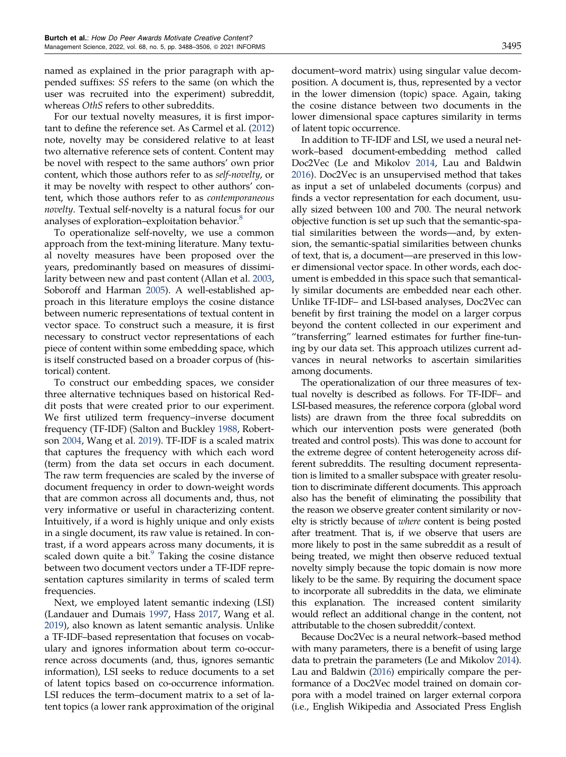named as explained in the prior paragraph with appended suffixes: *SS* refers to the same (on which the user was recruited into the experiment) subreddit, whereas *OthS* refers to other subreddits.

For our textual novelty measures, it is first important to define the reference set. As Carmel et al. (2012) note, novelty may be considered relative to at least two alternative reference sets of content. Content may be novel with respect to the same authors' own prior content, which those authors refer to as *self-novelty*, or it may be novelty with respect to other authors' content, which those authors refer to as *contemporaneous novelty*. Textual self-novelty is a natural focus for our analyses of exploration–exploitation behavior.[8]

To operationalize self-novelty, we use a common approach from the text-mining literature. Many textual novelty measures have been proposed over the years, predominantly based on measures of dissimilarity between new and past content (Allan et al. 2003, Soboroff and Harman 2005). A well-established approach in this literature employs the cosine distance between numeric representations of textual content in vector space. To construct such a measure, it is first necessary to construct vector representations of each piece of content within some embedding space, which is itself constructed based on a broader corpus of (historical) content.

To construct our embedding spaces, we consider three alternative techniques based on historical Reddit posts that were created prior to our experiment. We first utilized term frequency–inverse document frequency (TF-IDF) (Salton and Buckley 1988, Robertson 2004, Wang et al. 2019). TF-IDF is a scaled matrix that captures the frequency with which each word (term) from the data set occurs in each document. The raw term frequencies are scaled by the inverse of document frequency in order to down-weight words that are common across all documents and, thus, not very informative or useful in characterizing content. Intuitively, if a word is highly unique and only exists in a single document, its raw value is retained. In contrast, if a word appears across many documents, it is scaled down quite a bit.[9] Taking the cosine distance between two document vectors under a TF-IDF representation captures similarity in terms of scaled term frequencies.

Next, we employed latent semantic indexing (LSI) (Landauer and Dumais 1997, Hass 2017, Wang et al. 2019), also known as latent semantic analysis. Unlike a TF-IDF–based representation that focuses on vocabulary and ignores information about term co-occurrence across documents (and, thus, ignores semantic information), LSI seeks to reduce documents to a set of latent topics based on co-occurrence information. LSI reduces the term–document matrix to a set of latent topics (a lower rank approximation of the original document–word matrix) using singular value decomposition. A document is, thus, represented by a vector in the lower dimension (topic) space. Again, taking the cosine distance between two documents in the lower dimensional space captures similarity in terms of latent topic occurrence.

In addition to TF-IDF and LSI, we used a neural network–based document-embedding method called Doc2Vec (Le and Mikolov 2014, Lau and Baldwin 2016). Doc2Vec is an unsupervised method that takes as input a set of unlabeled documents (corpus) and finds a vector representation for each document, usually sized between 100 and 700. The neural network objective function is set up such that the semantic-spatial similarities between the words—and, by extension, the semantic-spatial similarities between chunks of text, that is, a document—are preserved in this lower dimensional vector space. In other words, each document is embedded in this space such that semantically similar documents are embedded near each other. Unlike TF-IDF– and LSI-based analyses, Doc2Vec can benefit by first training the model on a larger corpus beyond the content collected in our experiment and "transferring" learned estimates for further fine-tuning by our data set. This approach utilizes current advances in neural networks to ascertain similarities among documents.

The operationalization of our three measures of textual novelty is described as follows. For TF-IDF– and LSI-based measures, the reference corpora (global word lists) are drawn from the three focal subreddits on which our intervention posts were generated (both treated and control posts). This was done to account for the extreme degree of content heterogeneity across different subreddits. The resulting document representation is limited to a smaller subspace with greater resolution to discriminate different documents. This approach also has the benefit of eliminating the possibility that the reason we observe greater content similarity or novelty is strictly because of *where* content is being posted after treatment. That is, if we observe that users are more likely to post in the same subreddit as a result of being treated, we might then observe reduced textual novelty simply because the topic domain is now more likely to be the same. By requiring the document space to incorporate all subreddits in the data, we eliminate this explanation. The increased content similarity would reflect an additional change in the content, not attributable to the chosen subreddit/context.

Because Doc2Vec is a neural network–based method with many parameters, there is a benefit of using large data to pretrain the parameters (Le and Mikolov 2014). Lau and Baldwin (2016) empirically compare the performance of a Doc2Vec model trained on domain corpora with a model trained on larger external corpora (i.e., English Wikipedia and Associated Press English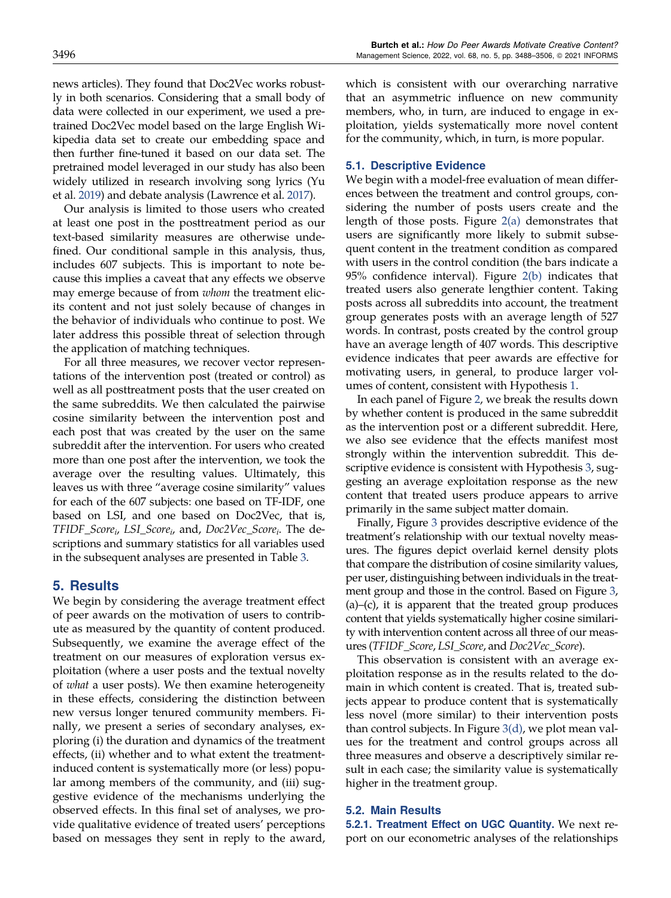news articles). They found that Doc2Vec works robustly in both scenarios. Considering that a small body of data were collected in our experiment, we used a pretrained Doc2Vec model based on the large English Wikipedia data set to create our embedding space and then further fine-tuned it based on our data set. The pretrained model leveraged in our study has also been widely utilized in research involving song lyrics (Yu et al. 2019) and debate analysis (Lawrence et al. 2017).

Our analysis is limited to those users who created at least one post in the posttreatment period as our text-based similarity measures are otherwise undefined. Our conditional sample in this analysis, thus, includes 607 subjects. This is important to note because this implies a caveat that any effects we observe may emerge because of from *whom* the treatment elicits content and not just solely because of changes in the behavior of individuals who continue to post. We later address this possible threat of selection through the application of matching techniques.

For all three measures, we recover vector representations of the intervention post (treated or control) as well as all posttreatment posts that the user created on the same subreddits. We then calculated the pairwise cosine similarity between the intervention post and each post that was created by the user on the same subreddit after the intervention. For users who created more than one post after the intervention, we took the average over the resulting values. Ultimately, this leaves us with three "average cosine similarity" values for each of the 607 subjects: one based on TF-IDF, one based on LSI, and one based on Doc2Vec, that is, $TFIDF\_Score_i$, $LSI\_Score_i$, and, $Doc2Vec\_Score_i$. The descriptions and summary statistics for all variables used in the subsequent analyses are presented in Table 3.

## 5. Results

We begin by considering the average treatment effect of peer awards on the motivation of users to contribute as measured by the quantity of content produced. Subsequently, we examine the average effect of the treatment on our measures of exploration versus exploitation (where a user posts and the textual novelty of *what* a user posts). We then examine heterogeneity in these effects, considering the distinction between new versus longer tenured community members. Finally, we present a series of secondary analyses, exploring (i) the duration and dynamics of the treatment effects, (ii) whether and to what extent the treatment-induced content is systematically more (or less) popular among members of the community, and (iii) suggestive evidence of the mechanisms underlying the observed effects. In this final set of analyses, we provide qualitative evidence of treated users' perceptions based on messages they sent in reply to the award, which is consistent with our overarching narrative that an asymmetric influence on new community members, who, in turn, are induced to engage in exploitation, yields systematically more novel content for the community, which, in turn, is more popular.

### 5.1. Descriptive Evidence

We begin with a model-free evaluation of mean differences between the treatment and control groups, considering the number of posts users create and the length of those posts. Figure 2(a) demonstrates that users are significantly more likely to submit subsequent content in the treatment condition as compared with users in the control condition (the bars indicate a 95% confidence interval). Figure 2(b) indicates that treated users also generate lengthier content. Taking posts across all subreddits into account, the treatment group generates posts with an average length of 527 words. In contrast, posts created by the control group have an average length of 407 words. This descriptive evidence indicates that peer awards are effective for motivating users, in general, to produce larger volumes of content, consistent with Hypothesis 1.

In each panel of Figure 2, we break the results down by whether content is produced in the same subreddit as the intervention post or a different subreddit. Here, we also see evidence that the effects manifest most strongly within the intervention subreddit. This descriptive evidence is consistent with Hypothesis 3, suggesting an average exploitation response as the new content that treated users produce appears to arrive primarily in the same subject matter domain.

Finally, Figure 3 provides descriptive evidence of the treatment's relationship with our textual novelty measures. The figures depict overlaid kernel density plots that compare the distribution of cosine similarity values, per user, distinguishing between individuals in the treatment group and those in the control. Based on Figure 3, (a)–(c), it is apparent that the treated group produces content that yields systematically higher cosine similarity with intervention content across all three of our measures (*TFIDF_Score*, *LSI_Score*, and *Doc2Vec_Score*).

This observation is consistent with an average exploitation response as in the results related to the domain in which content is created. That is, treated subjects appear to produce content that is systematically less novel (more similar) to their intervention posts than control subjects. In Figure 3(d), we plot mean values for the treatment and control groups across all three measures and observe a descriptively similar result in each case; the similarity value is systematically higher in the treatment group.

### 5.2. Main Results

#### 5.2.1. Treatment Effect on UGC Quantity.

We next report on our econometric analyses of the relationships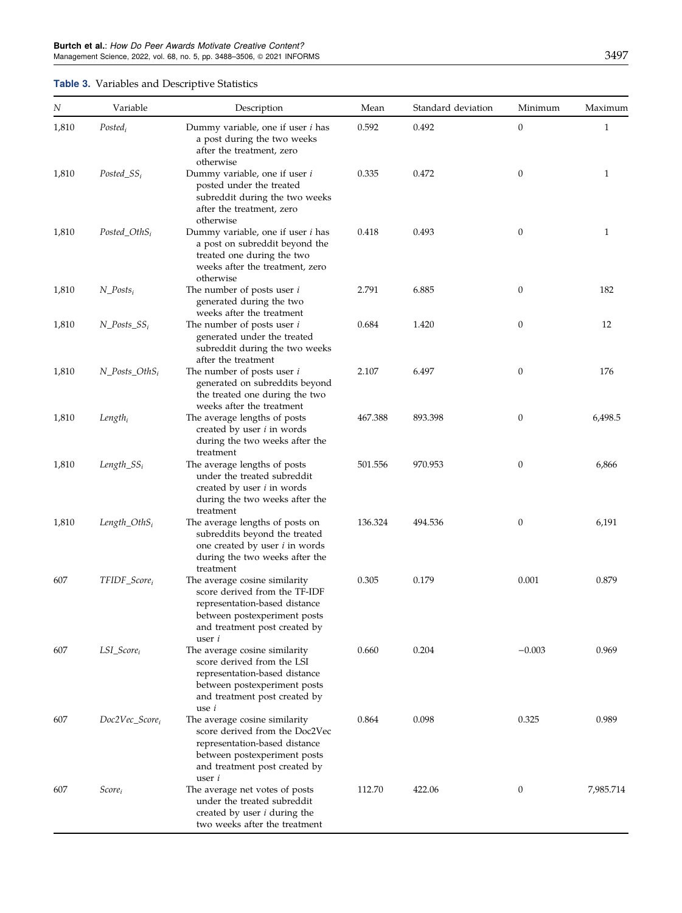**Table 3.** Variables and Descriptive Statistics

| $N$ | Variable | Description | Mean | Standard deviation | Minimum | Maximum |
|---|---|---|---|---|---|---|
| 1,810 | $Posted_i$ | Dummy variable, one if user $i$ has a post during the two weeks after the treatment, zero otherwise | 0.592 | 0.492 | 0 | 1 |
| 1,810 | $Posted\_SS_i$ | Dummy variable, one if user $i$ posted under the treated subreddit during the two weeks after the treatment, zero otherwise | 0.335 | 0.472 | 0 | 1 |
| 1,810 | $Posted\_OthS_i$ | Dummy variable, one if user $i$ has a post on subreddit beyond the treated one during the two weeks after the treatment, zero otherwise | 0.418 | 0.493 | 0 | 1 |
| 1,810 | $N\_Posts_i$ | The number of posts user $i$ generated during the two weeks after the treatment | 2.791 | 6.885 | 0 | 182 |
| 1,810 | $N\_Posts\_SS_i$ | The number of posts user $i$ generated under the treated subreddit during the two weeks after the treatment | 0.684 | 1.420 | 0 | 12 |
| 1,810 | $N\_Posts\_OthS_i$ | The number of posts user $i$ generated on subreddits beyond the treated one during the two weeks after the treatment | 2.107 | 6.497 | 0 | 176 |
| 1,810 | $Length_i$ | The average lengths of posts created by user $i$ in words during the two weeks after the treatment | 467.388 | 893.398 | 0 | 6,498.5 |
| 1,810 | $Length\_SS_i$ | The average lengths of posts under the treated subreddit created by user $i$ in words during the two weeks after the treatment | 501.556 | 970.953 | 0 | 6,866 |
| 1,810 | $Length\_OthS_i$ | The average lengths of posts on subreddits beyond the treated one created by user $i$ in words during the two weeks after the treatment | 136.324 | 494.536 | 0 | 6,191 |
| 607 | $TFIDF\_Score_i$ | The average cosine similarity score derived from the TF-IDF representation-based distance between postexperiment posts and treatment post created by user $i$ | 0.305 | 0.179 | 0.001 | 0.879 |
| 607 | $LSI\_Score_i$ | The average cosine similarity score derived from the LSI representation-based distance between postexperiment posts and treatment post created by use $i$ | 0.660 | 0.204 | −0.003 | 0.969 |
| 607 | $Doc2Vec\_Score_i$ | The average cosine similarity score derived from the Doc2Vec representation-based distance between postexperiment posts and treatment post created by user $i$ | 0.864 | 0.098 | 0.325 | 0.989 |
| 607 | $Score_i$ | The average net votes of posts under the treated subreddit created by user $i$ during the two weeks after the treatment | 112.70 | 422.06 | 0 | 7,985.714 |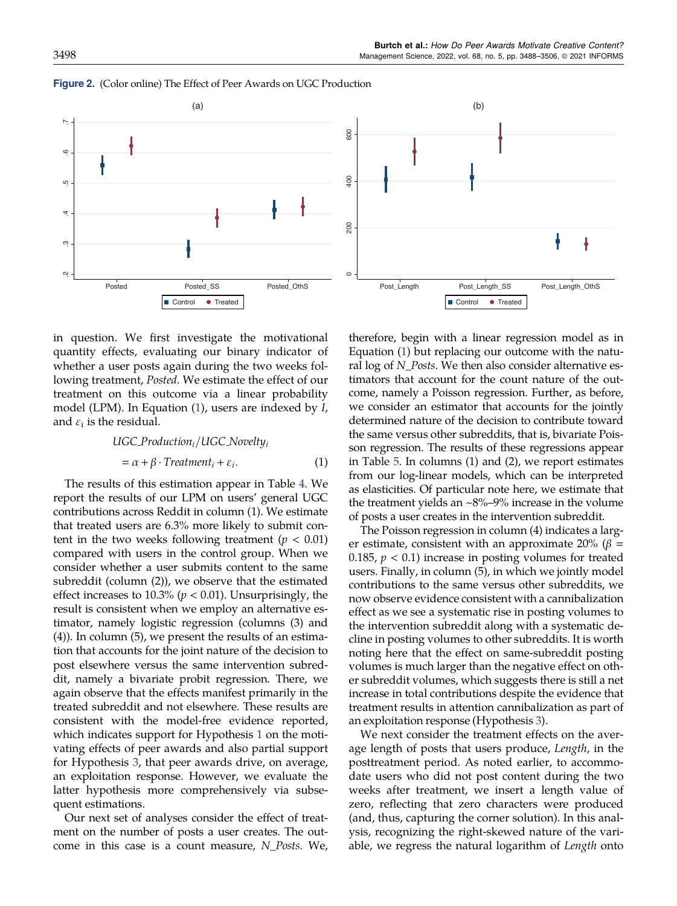**Figure 2.** (Color online) The Effect of Peer Awards on UGC Production

in question. We first investigate the motivational quantity effects, evaluating our binary indicator of whether a user posts again during the two weeks following treatment, *Posted*. We estimate the effect of our treatment on this outcome via a linear probability model (LPM). In Equation (1), users are indexed by *I*, and $\varepsilon_i$ is the residual.

$$UGC\_Production_i/UGC\_Novelty_i = \alpha + \beta \cdot Treatment_i + \varepsilon_i. \quad (1)$$

The results of this estimation appear in Table 4. We report the results of our LPM on users' general UGC contributions across Reddit in column (1). We estimate that treated users are 6.3% more likely to submit content in the two weeks following treatment ($p < 0.01$) compared with users in the control group. When we consider whether a user submits content to the same subreddit (column (2)), we observe that the estimated effect increases to 10.3% ($p < 0.01$). Unsurprisingly, the result is consistent when we employ an alternative estimator, namely logistic regression (columns (3) and (4)). In column (5), we present the results of an estimation that accounts for the joint nature of the decision to post elsewhere versus the same intervention subreddit, namely a bivariate probit regression. There, we again observe that the effects manifest primarily in the treated subreddit and not elsewhere. These results are consistent with the model-free evidence reported, which indicates support for Hypothesis 1 on the motivating effects of peer awards and also partial support for Hypothesis 3, that peer awards drive, on average, an exploitation response. However, we evaluate the latter hypothesis more comprehensively via subsequent estimations.

Our next set of analyses consider the effect of treatment on the number of posts a user creates. The outcome in this case is a count measure, *N_Posts*. We, therefore, begin with a linear regression model as in Equation (1) but replacing our outcome with the natural log of *N_Posts*. We then also consider alternative estimators that account for the count nature of the outcome, namely a Poisson regression. Further, as before, we consider an estimator that accounts for the jointly determined nature of the decision to contribute toward the same versus other subreddits, that is, bivariate Poisson regression. The results of these regressions appear in Table 5. In columns (1) and (2), we report estimates from our log-linear models, which can be interpreted as elasticities. Of particular note here, we estimate that the treatment yields an ~8%–9% increase in the volume of posts a user creates in the intervention subreddit.

The Poisson regression in column (4) indicates a larger estimate, consistent with an approximate 20% ($\beta = 0.185$, $p < 0.1$) increase in posting volumes for treated users. Finally, in column (5), in which we jointly model contributions to the same versus other subreddits, we now observe evidence consistent with a cannibalization effect as we see a systematic rise in posting volumes to the intervention subreddit along with a systematic decline in posting volumes to other subreddits. It is worth noting here that the effect on same-subreddit posting volumes is much larger than the negative effect on other subreddit volumes, which suggests there is still a net increase in total contributions despite the evidence that treatment results in attention cannibalization as part of an exploitation response (Hypothesis 3).

We next consider the treatment effects on the average length of posts that users produce, *Length*, in the posttreatment period. As noted earlier, to accommodate users who did not post content during the two weeks after treatment, we insert a length value of zero, reflecting that zero characters were produced (and, thus, capturing the corner solution). In this analysis, recognizing the right-skewed nature of the variable, we regress the natural logarithm of *Length* onto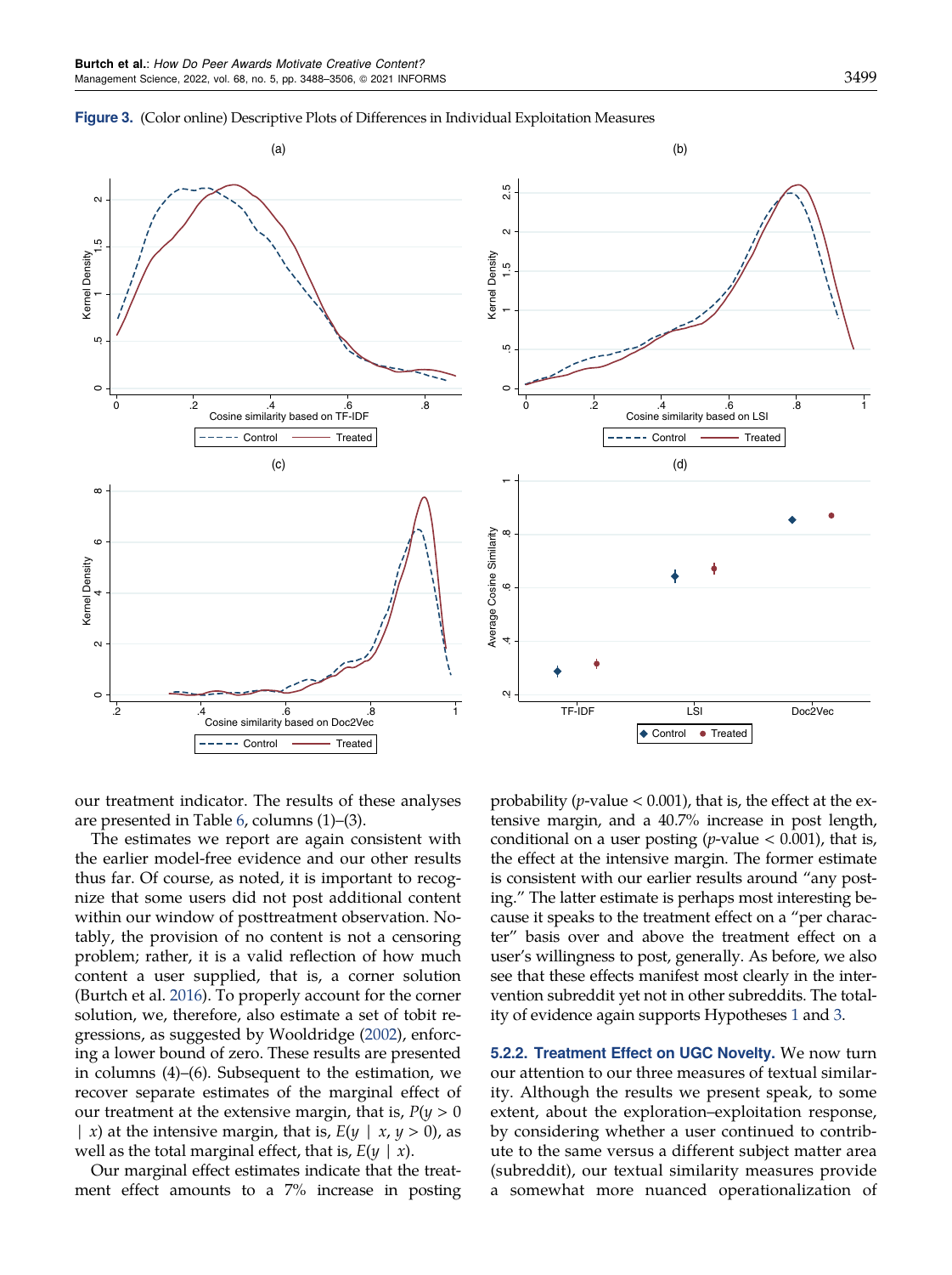**Figure 3.** (Color online) Descriptive Plots of Differences in Individual Exploitation Measures

our treatment indicator. The results of these analyses are presented in Table 6, columns (1)–(3).

The estimates we report are again consistent with the earlier model-free evidence and our other results thus far. Of course, as noted, it is important to recognize that some users did not post additional content within our window of posttreatment observation. Notably, the provision of no content is not a censoring problem; rather, it is a valid reflection of how much content a user supplied, that is, a corner solution (Burtch et al. 2016). To properly account for the corner solution, we, therefore, also estimate a set of tobit regressions, as suggested by Wooldridge (2002), enforcing a lower bound of zero. These results are presented in columns (4)–(6). Subsequent to the estimation, we recover separate estimates of the marginal effect of our treatment at the extensive margin, that is, $P(y > 0 \mid x)$ at the intensive margin, that is, $E(y \mid x, y > 0)$, as well as the total marginal effect, that is, $E(y \mid x)$.

Our marginal effect estimates indicate that the treatment effect amounts to a 7% increase in posting probability ($p$-value < 0.001), that is, the effect at the extensive margin, and a 40.7% increase in post length, conditional on a user posting ($p$-value < 0.001), that is, the effect at the intensive margin. The former estimate is consistent with our earlier results around "any posting." The latter estimate is perhaps most interesting because it speaks to the treatment effect on a "per character" basis over and above the treatment effect on a user's willingness to post, generally. As before, we also see that these effects manifest most clearly in the intervention subreddit yet not in other subreddits. The totality of evidence again supports Hypotheses 1 and 3.

**5.2.2. Treatment Effect on UGC Novelty.** We now turn our attention to our three measures of textual similarity. Although the results we present speak, to some extent, about the exploration–exploitation response, by considering whether a user continued to contribute to the same versus a different subject matter area (subreddit), our textual similarity measures provide a somewhat more nuanced operationalization of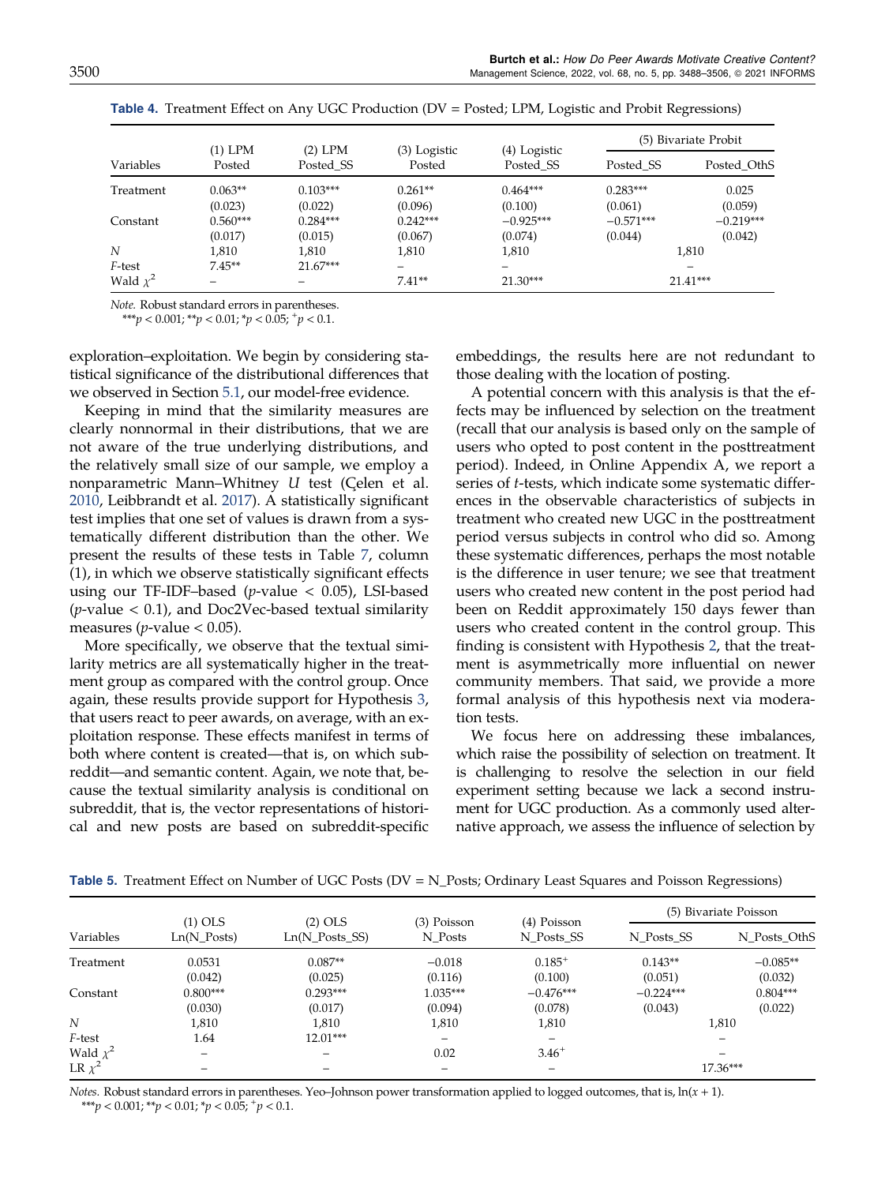**Table 4.** Treatment Effect on Any UGC Production (DV = Posted; LPM, Logistic and Probit Regressions)

| Variables | (1) LPM Posted | (2) LPM Posted_SS | (3) Logistic Posted | (4) Logistic Posted_SS | (5) Bivariate Probit Posted_SS | (5) Bivariate Probit Posted_OthS |
|---|---|---|---|---|---|---|
| Treatment | 0.063** | 0.103*** | 0.261** | 0.464*** | 0.283*** | 0.025 |
| | (0.023) | (0.022) | (0.096) | (0.100) | (0.061) | (0.059) |
| Constant | 0.560*** | 0.284*** | 0.242*** | −0.925*** | −0.571*** | −0.219*** |
| | (0.017) | (0.015) | (0.067) | (0.074) | (0.044) | (0.042) |
| $N$ | 1,810 | 1,810 | 1,810 | 1,810 | 1,810 | |
| $F$-test | 7.45** | 21.67*** | – | – | – | |
| Wald $\chi^2$ | – | – | 7.41** | 21.30*** | 21.41*** | |

*Note.* Robust standard errors in parentheses.
***$p < 0.001$; **$p < 0.01$; *$p < 0.05$; $^+p < 0.1$.

exploration–exploitation. We begin by considering statistical significance of the distributional differences that we observed in Section 5.1, our model-free evidence.

Keeping in mind that the similarity measures are clearly nonnormal in their distributions, that we are not aware of the true underlying distributions, and the relatively small size of our sample, we employ a nonparametric Mann–Whitney $U$ test (Çelen et al. 2010, Leibbrandt et al. 2017). A statistically significant test implies that one set of values is drawn from a systematically different distribution than the other. We present the results of these tests in Table 7, column (1), in which we observe statistically significant effects using our TF-IDF–based ($p$-value < 0.05), LSI-based ($p$-value < 0.1), and Doc2Vec-based textual similarity measures ($p$-value < 0.05).

More specifically, we observe that the textual similarity metrics are all systematically higher in the treatment group as compared with the control group. Once again, these results provide support for Hypothesis 3, that users react to peer awards, on average, with an exploitation response. These effects manifest in terms of both where content is created—that is, on which subreddit—and semantic content. Again, we note that, because the textual similarity analysis is conditional on subreddit, that is, the vector representations of historical and new posts are based on subreddit-specific embeddings, the results here are not redundant to those dealing with the location of posting.

A potential concern with this analysis is that the effects may be influenced by selection on the treatment (recall that our analysis is based only on the sample of users who opted to post content in the posttreatment period). Indeed, in Online Appendix A, we report a series of $t$-tests, which indicate some systematic differences in the observable characteristics of subjects in treatment who created new UGC in the posttreatment period versus subjects in control who did so. Among these systematic differences, perhaps the most notable is the difference in user tenure; we see that treatment users who created new content in the post period had been on Reddit approximately 150 days fewer than users who created content in the control group. This finding is consistent with Hypothesis 2, that the treatment is asymmetrically more influential on newer community members. That said, we provide a more formal analysis of this hypothesis next via moderation tests.

We focus here on addressing these imbalances, which raise the possibility of selection on treatment. It is challenging to resolve the selection in our field experiment setting because we lack a second instrument for UGC production. As a commonly used alternative approach, we assess the influence of selection by

**Table 5.** Treatment Effect on Number of UGC Posts (DV = N_Posts; Ordinary Least Squares and Poisson Regressions)

| Variables | (1) OLS Ln(N_Posts) | (2) OLS Ln(N_Posts_SS) | (3) Poisson N_Posts | (4) Poisson N_Posts_SS | (5) Bivariate Poisson N_Posts_SS | (5) Bivariate Poisson N_Posts_OthS |
|---|---|---|---|---|---|---|
| Treatment | 0.0531 | 0.087** | −0.018 | 0.185$^+$ | 0.143** | −0.085** |
| | (0.042) | (0.025) | (0.116) | (0.100) | (0.051) | (0.032) |
| Constant | 0.800*** | 0.293*** | 1.035*** | −0.476*** | −0.224*** | 0.804*** |
| | (0.030) | (0.017) | (0.094) | (0.078) | (0.043) | (0.022) |
| $N$ | 1,810 | 1,810 | 1,810 | 1,810 | 1,810 | |
| $F$-test | 1.64 | 12.01*** | – | – | – | |
| Wald $\chi^2$ | – | – | 0.02 | 3.46$^+$ | – | |
| LR $\chi^2$ | – | – | – | – | 17.36*** | |

*Notes.* Robust standard errors in parentheses. Yeo–Johnson power transformation applied to logged outcomes, that is, $\ln(x + 1)$.
***$p < 0.001$; **$p < 0.01$; *$p < 0.05$; $^+p < 0.1$.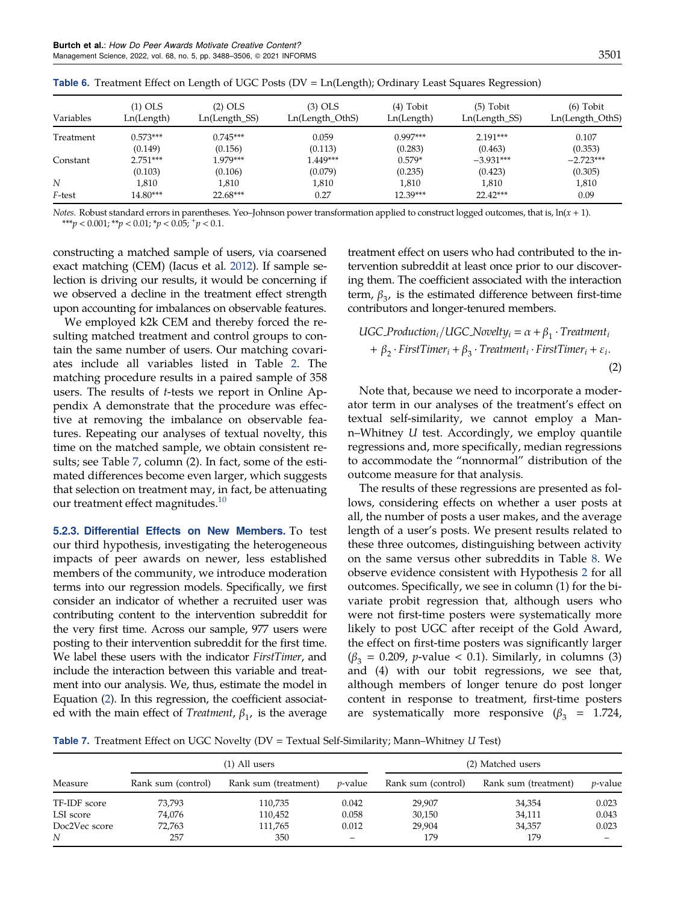**Table 6.** Treatment Effect on Length of UGC Posts (DV = Ln(Length); Ordinary Least Squares Regression)

| Variables | (1) OLS Ln(Length) | (2) OLS Ln(Length_SS) | (3) OLS Ln(Length_OthS) | (4) Tobit Ln(Length) | (5) Tobit Ln(Length_SS) | (6) Tobit Ln(Length_OthS) |
|---|---|---|---|---|---|---|
| Treatment | 0.573*** | 0.745*** | 0.059 | 0.997*** | 2.191*** | 0.107 |
| | (0.149) | (0.156) | (0.113) | (0.283) | (0.463) | (0.353) |
| Constant | 2.751*** | 1.979*** | 1.449*** | 0.579* | −3.931*** | −2.723*** |
| | (0.103) | (0.106) | (0.079) | (0.235) | (0.423) | (0.305) |
| *N* | 1,810 | 1,810 | 1,810 | 1,810 | 1,810 | 1,810 |
| *F*-test | 14.80*** | 22.68*** | 0.27 | 12.39*** | 22.42*** | 0.09 |

*Notes.* Robust standard errors in parentheses. Yeo–Johnson power transformation applied to construct logged outcomes, that is, ln(x + 1).
***$p < 0.001$; **$p < 0.01$; *$p < 0.05$; $^{+}p < 0.1$.

constructing a matched sample of users, via coarsened exact matching (CEM) (Iacus et al. 2012). If sample selection is driving our results, it would be concerning if we observed a decline in the treatment effect strength upon accounting for imbalances on observable features.

We employed k2k CEM and thereby forced the resulting matched treatment and control groups to contain the same number of users. Our matching covariates include all variables listed in Table 2. The matching procedure results in a paired sample of 358 users. The results of *t*-tests we report in Online Appendix A demonstrate that the procedure was effective at removing the imbalance on observable features. Repeating our analyses of textual novelty, this time on the matched sample, we obtain consistent results; see Table 7, column (2). In fact, some of the estimated differences become even larger, which suggests that selection on treatment may, in fact, be attenuating our treatment effect magnitudes.[10]

### 5.2.3. Differential Effects on New Members.

To test our third hypothesis, investigating the heterogeneous impacts of peer awards on newer, less established members of the community, we introduce moderation terms into our regression models. Specifically, we first consider an indicator of whether a recruited user was contributing content to the intervention subreddit for the very first time. Across our sample, 977 users were posting to their intervention subreddit for the first time. We label these users with the indicator *FirstTimer*, and include the interaction between this variable and treatment into our analysis. We, thus, estimate the model in Equation (2). In this regression, the coefficient associated with the main effect of *Treatment*, $\beta_1$, is the average treatment effect on users who had contributed to the intervention subreddit at least once prior to our discovering them. The coefficient associated with the interaction term, $\beta_3$, is the estimated difference between first-time contributors and longer-tenured members.

$$UGC\_Production_i/UGC\_Novelty_i = \alpha + \beta_1 \cdot Treatment_i + \beta_2 \cdot FirstTimer_i + \beta_3 \cdot Treatment_i \cdot FirstTimer_i + \varepsilon_i. \tag{2}$$

Note that, because we need to incorporate a moderator term in our analyses of the treatment's effect on textual self-similarity, we cannot employ a Mann–Whitney *U* test. Accordingly, we employ quantile regressions and, more specifically, median regressions to accommodate the "nonnormal" distribution of the outcome measure for that analysis.

The results of these regressions are presented as follows, considering effects on whether a user posts at all, the number of posts a user makes, and the average length of a user's posts. We present results related to these three outcomes, distinguishing between activity on the same versus other subreddits in Table 8. We observe evidence consistent with Hypothesis 2 for all outcomes. Specifically, we see in column (1) for the bivariate probit regression that, although users who were not first-time posters were systematically more likely to post UGC after receipt of the Gold Award, the effect on first-time posters was significantly larger ($\beta_3$ = 0.209, *p*-value < 0.1). Similarly, in columns (3) and (4) with our tobit regressions, we see that, although members of longer tenure do post longer content in response to treatment, first-time posters are systematically more responsive ($\beta_3$ = 1.724,

**Table 7.** Treatment Effect on UGC Novelty (DV = Textual Self-Similarity; Mann–Whitney *U* Test)

| Measure | (1) All users | | | (2) Matched users | | |
|---|---|---|---|---|---|---|
| | Rank sum (control) | Rank sum (treatment) | *p*-value | Rank sum (control) | Rank sum (treatment) | *p*-value |
| TF-IDF score | 73,793 | 110,735 | 0.042 | 29,907 | 34,354 | 0.023 |
| LSI score | 74,076 | 110,452 | 0.058 | 30,150 | 34,111 | 0.043 |
| Doc2Vec score | 72,763 | 111,765 | 0.012 | 29,904 | 34,357 | 0.023 |
| *N* | 257 | 350 | – | 179 | 179 | – |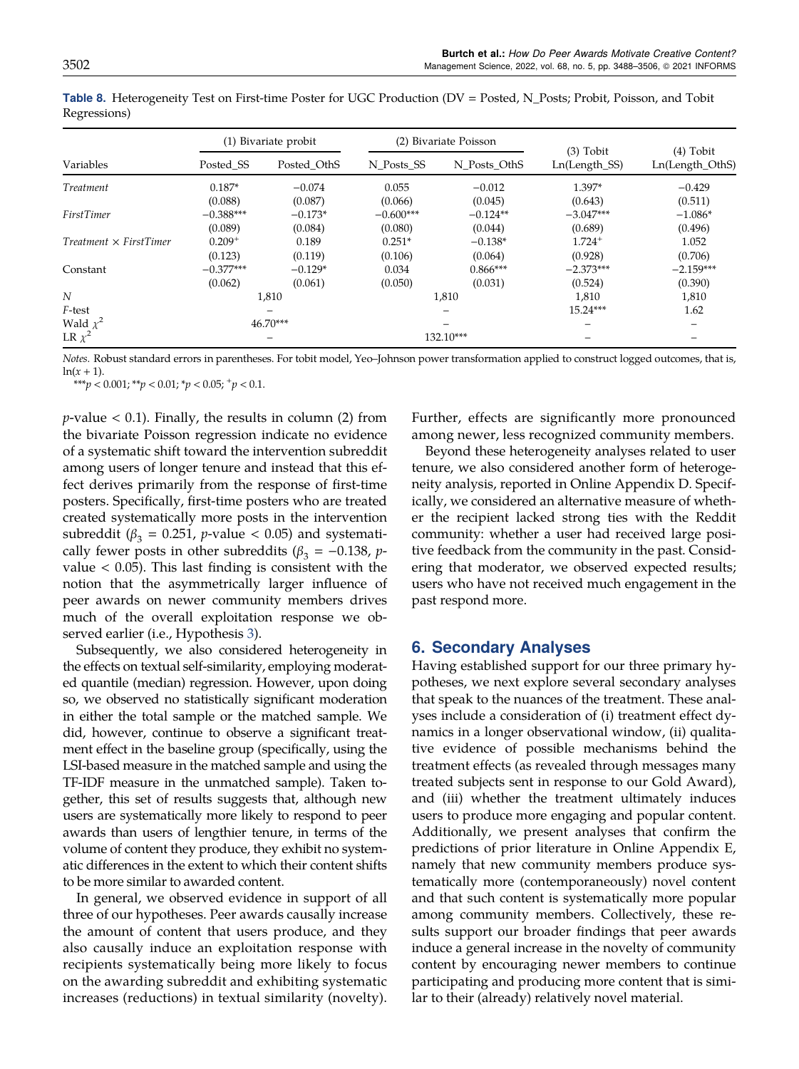**Table 8.** Heterogeneity Test on First-time Poster for UGC Production (DV = Posted, N_Posts; Probit, Poisson, and Tobit Regressions)

| Variables | (1) Bivariate probit | | (2) Bivariate Poisson | | (3) Tobit | (4) Tobit |
|---|---|---|---|---|---|---|
| | Posted_SS | Posted_OthS | N_Posts_SS | N_Posts_OthS | Ln(Length_SS) | Ln(Length_OthS) |
| *Treatment* | 0.187* | −0.074 | 0.055 | −0.012 | 1.397* | −0.429 |
| | (0.088) | (0.087) | (0.066) | (0.045) | (0.643) | (0.511) |
| *FirstTimer* | −0.388*** | −0.173* | −0.600*** | −0.124** | −3.047*** | −1.086* |
| | (0.089) | (0.084) | (0.080) | (0.044) | (0.689) | (0.496) |
| *Treatment* × *FirstTimer* | 0.209⁺ | 0.189 | 0.251* | −0.138* | 1.724⁺ | 1.052 |
| | (0.123) | (0.119) | (0.106) | (0.064) | (0.928) | (0.706) |
| Constant | −0.377*** | −0.129* | 0.034 | 0.866*** | −2.373*** | −2.159*** |
| | (0.062) | (0.061) | (0.050) | (0.031) | (0.524) | (0.390) |
| $N$ | 1,810 | | 1,810 | | 1,810 | 1,810 |
| $F$-test | – | | – | | 15.24*** | 1.62 |
| Wald $\chi^2$ | 46.70*** | | – | | – | – |
| LR $\chi^2$ | – | | 132.10*** | | – | – |

*Notes.* Robust standard errors in parentheses. For tobit model, Yeo–Johnson power transformation applied to construct logged outcomes, that is, $\ln(x + 1)$.

***$p < 0.001$; **$p < 0.01$; *$p < 0.05$; ⁺$p < 0.1$.

$p$-value $< 0.1$). Finally, the results in column (2) from the bivariate Poisson regression indicate no evidence of a systematic shift toward the intervention subreddit among users of longer tenure and instead that this effect derives primarily from the response of first-time posters. Specifically, first-time posters who are treated created systematically more posts in the intervention subreddit ($\beta_3$ = 0.251, $p$-value $< 0.05$) and systematically fewer posts in other subreddits ($\beta_3$ = −0.138, $p$-value $< 0.05$). This last finding is consistent with the notion that the asymmetrically larger influence of peer awards on newer community members drives much of the overall exploitation response we observed earlier (i.e., Hypothesis 3).

Subsequently, we also considered heterogeneity in the effects on textual self-similarity, employing moderated quantile (median) regression. However, upon doing so, we observed no statistically significant moderation in either the total sample or the matched sample. We did, however, continue to observe a significant treatment effect in the baseline group (specifically, using the LSI-based measure in the matched sample and using the TF-IDF measure in the unmatched sample). Taken together, this set of results suggests that, although new users are systematically more likely to respond to peer awards than users of lengthier tenure, in terms of the volume of content they produce, they exhibit no systematic differences in the extent to which their content shifts to be more similar to awarded content.

In general, we observed evidence in support of all three of our hypotheses. Peer awards causally increase the amount of content that users produce, and they also causally induce an exploitation response with recipients systematically being more likely to focus on the awarding subreddit and exhibiting systematic increases (reductions) in textual similarity (novelty). Further, effects are significantly more pronounced among newer, less recognized community members.

Beyond these heterogeneity analyses related to user tenure, we also considered another form of heterogeneity analysis, reported in Online Appendix D. Specifically, we considered an alternative measure of whether the recipient lacked strong ties with the Reddit community: whether a user had received large positive feedback from the community in the past. Considering that moderator, we observed expected results; users who have not received much engagement in the past respond more.

## 6. Secondary Analyses

Having established support for our three primary hypotheses, we next explore several secondary analyses that speak to the nuances of the treatment. These analyses include a consideration of (i) treatment effect dynamics in a longer observational window, (ii) qualitative evidence of possible mechanisms behind the treatment effects (as revealed through messages many treated subjects sent in response to our Gold Award), and (iii) whether the treatment ultimately induces users to produce more engaging and popular content. Additionally, we present analyses that confirm the predictions of prior literature in Online Appendix E, namely that new community members produce systematically more (contemporaneously) novel content and that such content is systematically more popular among community members. Collectively, these results support our broader findings that peer awards induce a general increase in the novelty of community content by encouraging newer members to continue participating and producing more content that is similar to their (already) relatively novel material.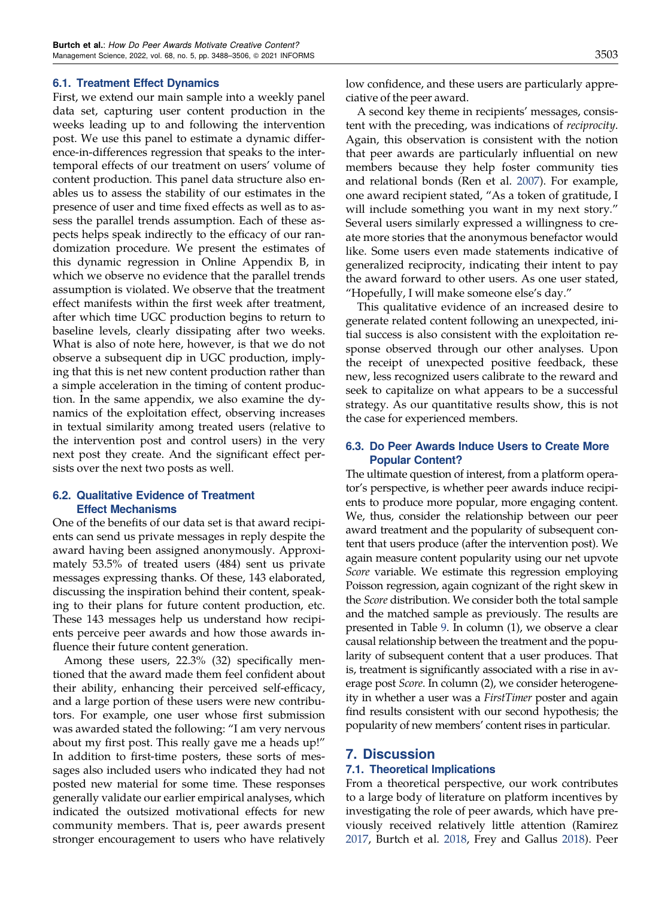### 6.1. Treatment Effect Dynamics

First, we extend our main sample into a weekly panel data set, capturing user content production in the weeks leading up to and following the intervention post. We use this panel to estimate a dynamic difference-in-differences regression that speaks to the intertemporal effects of our treatment on users' volume of content production. This panel data structure also enables us to assess the stability of our estimates in the presence of user and time fixed effects as well as to assess the parallel trends assumption. Each of these aspects helps speak indirectly to the efficacy of our randomization procedure. We present the estimates of this dynamic regression in Online Appendix B, in which we observe no evidence that the parallel trends assumption is violated. We observe that the treatment effect manifests within the first week after treatment, after which time UGC production begins to return to baseline levels, clearly dissipating after two weeks. What is also of note here, however, is that we do not observe a subsequent dip in UGC production, implying that this is net new content production rather than a simple acceleration in the timing of content production. In the same appendix, we also examine the dynamics of the exploitation effect, observing increases in textual similarity among treated users (relative to the intervention post and control users) in the very next post they create. And the significant effect persists over the next two posts as well.

### 6.2. Qualitative Evidence of Treatment Effect Mechanisms

One of the benefits of our data set is that award recipients can send us private messages in reply despite the award having been assigned anonymously. Approximately 53.5% of treated users (484) sent us private messages expressing thanks. Of these, 143 elaborated, discussing the inspiration behind their content, speaking to their plans for future content production, etc. These 143 messages help us understand how recipients perceive peer awards and how those awards influence their future content generation.

Among these users, 22.3% (32) specifically mentioned that the award made them feel confident about their ability, enhancing their perceived self-efficacy, and a large portion of these users were new contributors. For example, one user whose first submission was awarded stated the following: "I am very nervous about my first post. This really gave me a heads up!" In addition to first-time posters, these sorts of messages also included users who indicated they had not posted new material for some time. These responses generally validate our earlier empirical analyses, which indicated the outsized motivational effects for new community members. That is, peer awards present stronger encouragement to users who have relatively low confidence, and these users are particularly appreciative of the peer award.

A second key theme in recipients' messages, consistent with the preceding, was indications of *reciprocity*. Again, this observation is consistent with the notion that peer awards are particularly influential on new members because they help foster community ties and relational bonds (Ren et al. 2007). For example, one award recipient stated, "As a token of gratitude, I will include something you want in my next story." Several users similarly expressed a willingness to create more stories that the anonymous benefactor would like. Some users even made statements indicative of generalized reciprocity, indicating their intent to pay the award forward to other users. As one user stated, "Hopefully, I will make someone else's day."

This qualitative evidence of an increased desire to generate related content following an unexpected, initial success is also consistent with the exploitation response observed through our other analyses. Upon the receipt of unexpected positive feedback, these new, less recognized users calibrate to the reward and seek to capitalize on what appears to be a successful strategy. As our quantitative results show, this is not the case for experienced members.

### 6.3. Do Peer Awards Induce Users to Create More Popular Content?

The ultimate question of interest, from a platform operator's perspective, is whether peer awards induce recipients to produce more popular, more engaging content. We, thus, consider the relationship between our peer award treatment and the popularity of subsequent content that users produce (after the intervention post). We again measure content popularity using our net upvote *Score* variable. We estimate this regression employing Poisson regression, again cognizant of the right skew in the *Score* distribution. We consider both the total sample and the matched sample as previously. The results are presented in Table 9. In column (1), we observe a clear causal relationship between the treatment and the popularity of subsequent content that a user produces. That is, treatment is significantly associated with a rise in average post *Score*. In column (2), we consider heterogeneity in whether a user was a *FirstTimer* poster and again find results consistent with our second hypothesis; the popularity of new members' content rises in particular.

## 7. Discussion

### 7.1. Theoretical Implications

From a theoretical perspective, our work contributes to a large body of literature on platform incentives by investigating the role of peer awards, which have previously received relatively little attention (Ramirez 2017, Burtch et al. 2018, Frey and Gallus 2018). Peer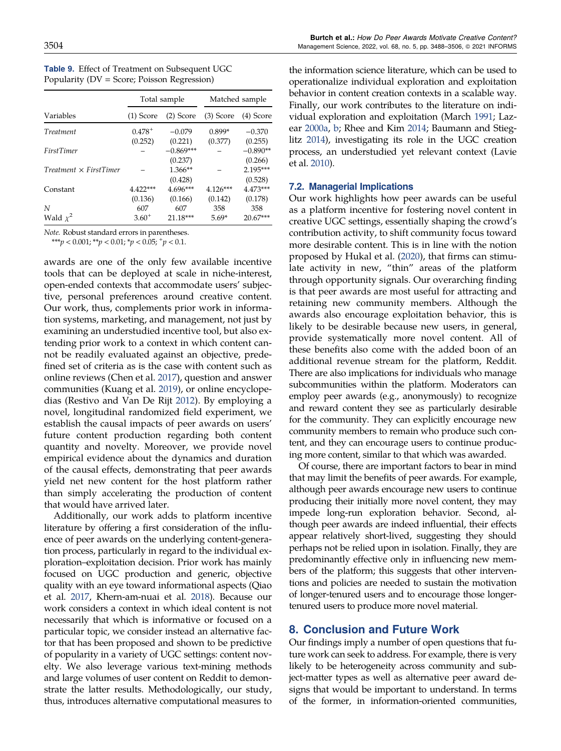**Table 9.** Effect of Treatment on Subsequent UGC Popularity (DV = Score; Poisson Regression)

| | Total sample | | Matched sample | |
|---|---|---|---|---|
| Variables | (1) Score | (2) Score | (3) Score | (4) Score |
| *Treatment* | 0.478$^{+}$ | −0.079 | 0.899* | −0.370 |
| | (0.252) | (0.221) | (0.377) | (0.255) |
| *FirstTimer* | – | −0.869*** | – | −0.890** |
| | | (0.237) | | (0.266) |
| *Treatment* × *FirstTimer* | – | 1.366** | – | 2.195*** |
| | | (0.428) | | (0.528) |
| Constant | 4.422*** | 4.696*** | 4.126*** | 4.473*** |
| | (0.136) | (0.166) | (0.142) | (0.178) |
| *N* | 607 | 607 | 358 | 358 |
| Wald $\chi^2$ | 3.60$^{+}$ | 21.18*** | 5.69* | 20.67*** |

*Note.* Robust standard errors in parentheses.
***$p < 0.001$; **$p < 0.01$; *$p < 0.05$; $^{+}p < 0.1$.

awards are one of the only few available incentive tools that can be deployed at scale in niche-interest, open-ended contexts that accommodate users' subjective, personal preferences around creative content. Our work, thus, complements prior work in information systems, marketing, and management, not just by examining an understudied incentive tool, but also extending prior work to a context in which content cannot be readily evaluated against an objective, predefined set of criteria as is the case with content such as online reviews (Chen et al. 2017), question and answer communities (Kuang et al. 2019), or online encyclopedias (Restivo and Van De Rijt 2012). By employing a novel, longitudinal randomized field experiment, we establish the causal impacts of peer awards on users' future content production regarding both content quantity and novelty. Moreover, we provide novel empirical evidence about the dynamics and duration of the causal effects, demonstrating that peer awards yield net new content for the host platform rather than simply accelerating the production of content that would have arrived later.

Additionally, our work adds to platform incentive literature by offering a first consideration of the influence of peer awards on the underlying content-generation process, particularly in regard to the individual exploration–exploitation decision. Prior work has mainly focused on UGC production and generic, objective quality with an eye toward informational aspects (Qiao et al. 2017, Khern-am-nuai et al. 2018). Because our work considers a context in which ideal content is not necessarily that which is informative or focused on a particular topic, we consider instead an alternative factor that has been proposed and shown to be predictive of popularity in a variety of UGC settings: content novelty. We also leverage various text-mining methods and large volumes of user content on Reddit to demonstrate the latter results. Methodologically, our study, thus, introduces alternative computational measures to the information science literature, which can be used to operationalize individual exploration and exploitation behavior in content creation contexts in a scalable way. Finally, our work contributes to the literature on individual exploration and exploitation (March 1991; Lazear 2000a, b; Rhee and Kim 2014; Baumann and Stieglitz 2014), investigating its role in the UGC creation process, an understudied yet relevant context (Lavie et al. 2010).

### 7.2. Managerial Implications

Our work highlights how peer awards can be useful as a platform incentive for fostering novel content in creative UGC settings, essentially shaping the crowd's contribution activity, to shift community focus toward more desirable content. This is in line with the notion proposed by Hukal et al. (2020), that firms can stimulate activity in new, "thin" areas of the platform through opportunity signals. Our overarching finding is that peer awards are most useful for attracting and retaining new community members. Although the awards also encourage exploitation behavior, this is likely to be desirable because new users, in general, provide systematically more novel content. All of these benefits also come with the added boon of an additional revenue stream for the platform, Reddit. There are also implications for individuals who manage subcommunities within the platform. Moderators can employ peer awards (e.g., anonymously) to recognize and reward content they see as particularly desirable for the community. They can explicitly encourage new community members to remain who produce such content, and they can encourage users to continue producing more content, similar to that which was awarded.

Of course, there are important factors to bear in mind that may limit the benefits of peer awards. For example, although peer awards encourage new users to continue producing their initially more novel content, they may impede long-run exploration behavior. Second, although peer awards are indeed influential, their effects appear relatively short-lived, suggesting they should perhaps not be relied upon in isolation. Finally, they are predominantly effective only in influencing new members of the platform; this suggests that other interventions and policies are needed to sustain the motivation of longer-tenured users and to encourage those longer-tenured users to produce more novel material.

## 8. Conclusion and Future Work

Our findings imply a number of open questions that future work can seek to address. For example, there is very likely to be heterogeneity across community and subject-matter types as well as alternative peer award designs that would be important to understand. In terms of the former, in information-oriented communities,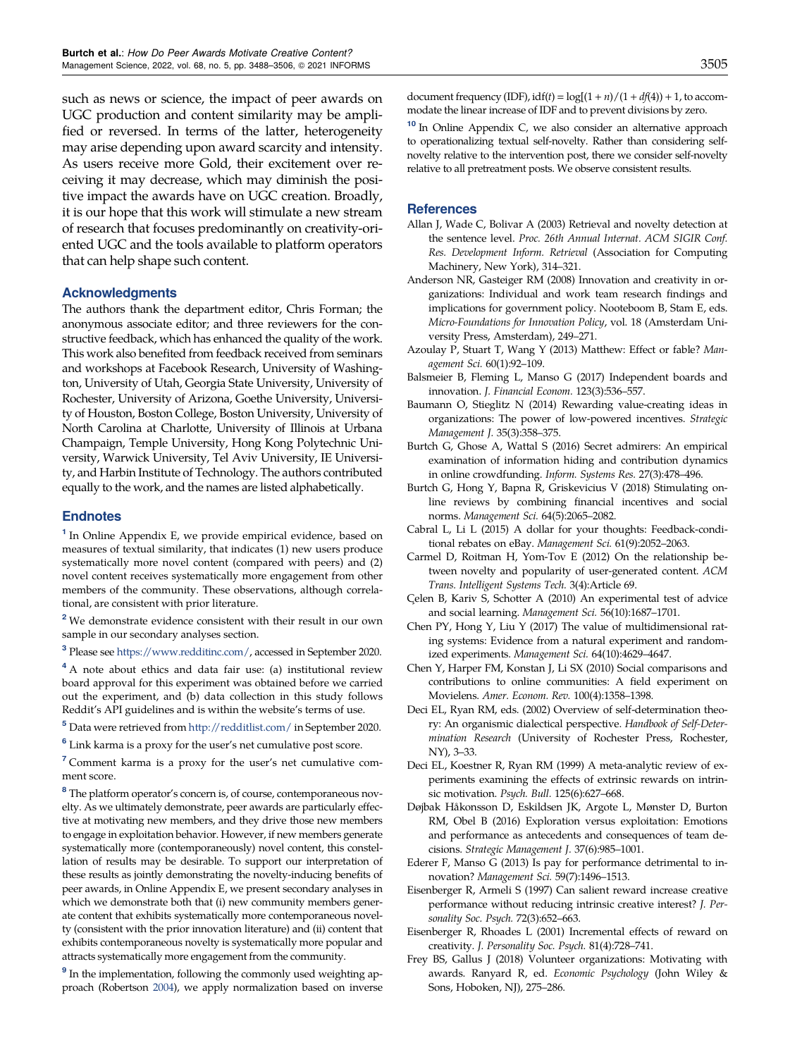such as news or science, the impact of peer awards on UGC production and content similarity may be amplified or reversed. In terms of the latter, heterogeneity may arise depending upon award scarcity and intensity. As users receive more Gold, their excitement over receiving it may decrease, which may diminish the positive impact the awards have on UGC creation. Broadly, it is our hope that this work will stimulate a new stream of research that focuses predominantly on creativity-oriented UGC and the tools available to platform operators that can help shape such content.

## Acknowledgments

The authors thank the department editor, Chris Forman; the anonymous associate editor; and three reviewers for the constructive feedback, which has enhanced the quality of the work. This work also benefited from feedback received from seminars and workshops at Facebook Research, University of Washington, University of Utah, Georgia State University, University of Rochester, University of Arizona, Goethe University, University of Houston, Boston College, Boston University, University of North Carolina at Charlotte, University of Illinois at Urbana Champaign, Temple University, Hong Kong Polytechnic University, Warwick University, Tel Aviv University, IE University, and Harbin Institute of Technology. The authors contributed equally to the work, and the names are listed alphabetically.

## Endnotes

[1] In Online Appendix E, we provide empirical evidence, based on measures of textual similarity, that indicates (1) new users produce systematically more novel content (compared with peers) and (2) novel content receives systematically more engagement from other members of the community. These observations, although correlational, are consistent with prior literature.

[2] We demonstrate evidence consistent with their result in our own sample in our secondary analyses section.

[3] Please see https://www.redditinc.com/, accessed in September 2020.

[4] A note about ethics and data fair use: (a) institutional review board approval for this experiment was obtained before we carried out the experiment, and (b) data collection in this study follows Reddit's API guidelines and is within the website's terms of use.

[5] Data were retrieved from http://redditlist.com/ in September 2020.

[6] Link karma is a proxy for the user's net cumulative post score.

[7] Comment karma is a proxy for the user's net cumulative comment score.

[8] The platform operator's concern is, of course, contemporaneous novelty. As we ultimately demonstrate, peer awards are particularly effective at motivating new members, and they drive those new members to engage in exploitation behavior. However, if new members generate systematically more (contemporaneously) novel content, this constellation of results may be desirable. To support our interpretation of these results as jointly demonstrating the novelty-inducing benefits of peer awards, in Online Appendix E, we present secondary analyses in which we demonstrate both that (i) new community members generate content that exhibits systematically more contemporaneous novelty (consistent with the prior innovation literature) and (ii) content that exhibits contemporaneous novelty is systematically more popular and attracts systematically more engagement from the community.

[9] In the implementation, following the commonly used weighting approach (Robertson 2004), we apply normalization based on inverse document frequency (IDF), $\text{idf}(t) = \log[(1+n)/(1+df(4))] + 1$, to accommodate the linear increase of IDF and to prevent divisions by zero.

[10] In Online Appendix C, we also consider an alternative approach to operationalizing textual self-novelty. Rather than considering self-novelty relative to the intervention post, there we consider self-novelty relative to all pretreatment posts. We observe consistent results.

## References

Allan J, Wade C, Bolivar A (2003) Retrieval and novelty detection at the sentence level. *Proc. 26th Annual Internat. ACM SIGIR Conf. Res. Development Inform. Retrieval* (Association for Computing Machinery, New York), 314–321.

Anderson NR, Gasteiger RM (2008) Innovation and creativity in organizations: Individual and work team research findings and implications for government policy. Nooteboom B, Stam E, eds. *Micro-Foundations for Innovation Policy*, vol. 18 (Amsterdam University Press, Amsterdam), 249–271.

Azoulay P, Stuart T, Wang Y (2013) Matthew: Effect or fable? *Management Sci.* 60(1):92–109.

Balsmeier B, Fleming L, Manso G (2017) Independent boards and innovation. *J. Financial Econom.* 123(3):536–557.

Baumann O, Stieglitz N (2014) Rewarding value-creating ideas in organizations: The power of low-powered incentives. *Strategic Management J.* 35(3):358–375.

Burtch G, Ghose A, Wattal S (2016) Secret admirers: An empirical examination of information hiding and contribution dynamics in online crowdfunding. *Inform. Systems Res.* 27(3):478–496.

Burtch G, Hong Y, Bapna R, Griskevicius V (2018) Stimulating online reviews by combining financial incentives and social norms. *Management Sci.* 64(5):2065–2082.

Cabral L, Li L (2015) A dollar for your thoughts: Feedback-conditional rebates on eBay. *Management Sci.* 61(9):2052–2063.

Carmel D, Roitman H, Yom-Tov E (2012) On the relationship between novelty and popularity of user-generated content. *ACM Trans. Intelligent Systems Tech.* 3(4):Article 69.

Çelen B, Kariv S, Schotter A (2010) An experimental test of advice and social learning. *Management Sci.* 56(10):1687–1701.

Chen PY, Hong Y, Liu Y (2017) The value of multidimensional rating systems: Evidence from a natural experiment and randomized experiments. *Management Sci.* 64(10):4629–4647.

Chen Y, Harper FM, Konstan J, Li SX (2010) Social comparisons and contributions to online communities: A field experiment on Movielens. *Amer. Econom. Rev.* 100(4):1358–1398.

Deci EL, Ryan RM, eds. (2002) Overview of self-determination theory: An organismic dialectical perspective. *Handbook of Self-Determination Research* (University of Rochester Press, Rochester, NY), 3–33.

Deci EL, Koestner R, Ryan RM (1999) A meta-analytic review of experiments examining the effects of extrinsic rewards on intrinsic motivation. *Psych. Bull.* 125(6):627–668.

Døjbak Håkonsson D, Eskildsen JK, Argote L, Mønster D, Burton RM, Obel B (2016) Exploration versus exploitation: Emotions and performance as antecedents and consequences of team decisions. *Strategic Management J.* 37(6):985–1001.

Ederer F, Manso G (2013) Is pay for performance detrimental to innovation? *Management Sci.* 59(7):1496–1513.

Eisenberger R, Armeli S (1997) Can salient reward increase creative performance without reducing intrinsic creative interest? *J. Personality Soc. Psych.* 72(3):652–663.

Eisenberger R, Rhoades L (2001) Incremental effects of reward on creativity. *J. Personality Soc. Psych.* 81(4):728–741.

Frey BS, Gallus J (2018) Volunteer organizations: Motivating with awards. Ranyard R, ed. *Economic Psychology* (John Wiley & Sons, Hoboken, NJ), 275–286.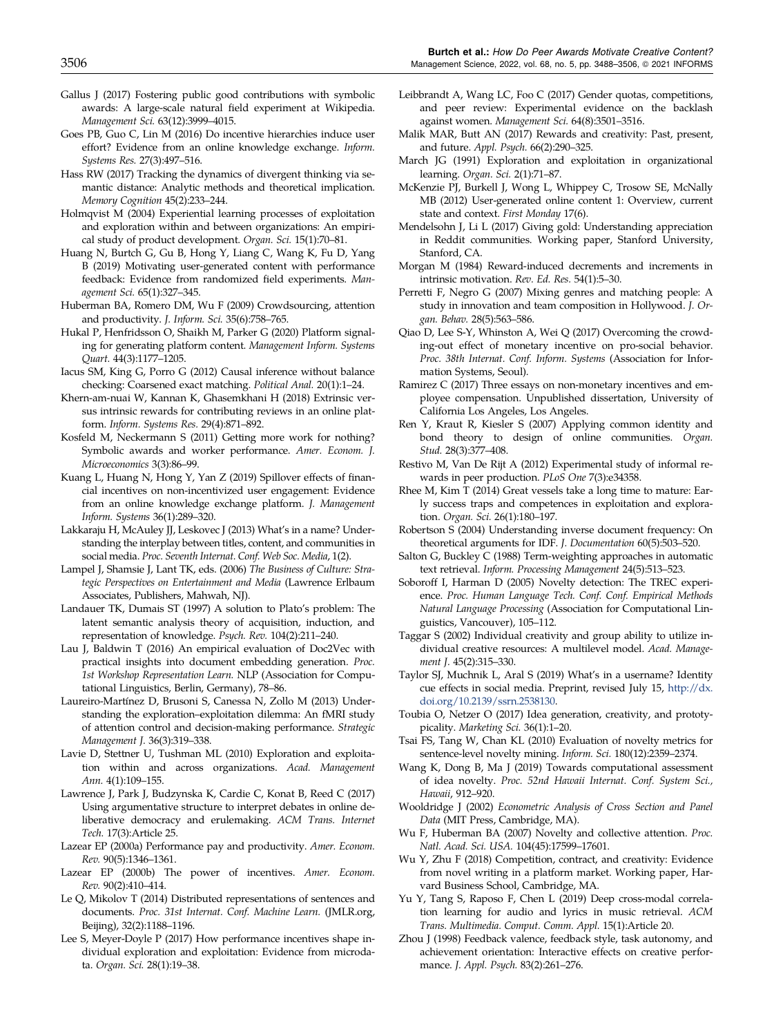Gallus J (2017) Fostering public good contributions with symbolic awards: A large-scale natural field experiment at Wikipedia. *Management Sci.* 63(12):3999–4015.

Goes PB, Guo C, Lin M (2016) Do incentive hierarchies induce user effort? Evidence from an online knowledge exchange. *Inform. Systems Res.* 27(3):497–516.

Hass RW (2017) Tracking the dynamics of divergent thinking via semantic distance: Analytic methods and theoretical implication. *Memory Cognition* 45(2):233–244.

Holmqvist M (2004) Experiential learning processes of exploitation and exploration within and between organizations: An empirical study of product development. *Organ. Sci.* 15(1):70–81.

Huang N, Burtch G, Gu B, Hong Y, Liang C, Wang K, Fu D, Yang B (2019) Motivating user-generated content with performance feedback: Evidence from randomized field experiments. *Management Sci.* 65(1):327–345.

Huberman BA, Romero DM, Wu F (2009) Crowdsourcing, attention and productivity. *J. Inform. Sci.* 35(6):758–765.

Hukal P, Henfridsson O, Shaikh M, Parker G (2020) Platform signaling for generating platform content. *Management Inform. Systems Quart.* 44(3):1177–1205.

Iacus SM, King G, Porro G (2012) Causal inference without balance checking: Coarsened exact matching. *Political Anal.* 20(1):1–24.

Khern-am-nuai W, Kannan K, Ghasemkhani H (2018) Extrinsic versus intrinsic rewards for contributing reviews in an online platform. *Inform. Systems Res.* 29(4):871–892.

Kosfeld M, Neckermann S (2011) Getting more work for nothing? Symbolic awards and worker performance. *Amer. Econom. J. Microeconomics* 3(3):86–99.

Kuang L, Huang N, Hong Y, Yan Z (2019) Spillover effects of financial incentives on non-incentivized user engagement: Evidence from an online knowledge exchange platform. *J. Management Inform. Systems* 36(1):289–320.

Lakkaraju H, McAuley JJ, Leskovec J (2013) What's in a name? Understanding the interplay between titles, content, and communities in social media. *Proc. Seventh Internat. Conf. Web Soc. Media*, 1(2).

Lampel J, Shamsie J, Lant TK, eds. (2006) *The Business of Culture: Strategic Perspectives on Entertainment and Media* (Lawrence Erlbaum Associates, Publishers, Mahwah, NJ).

Landauer TK, Dumais ST (1997) A solution to Plato's problem: The latent semantic analysis theory of acquisition, induction, and representation of knowledge. *Psych. Rev.* 104(2):211–240.

Lau J, Baldwin T (2016) An empirical evaluation of Doc2Vec with practical insights into document embedding generation. *Proc. 1st Workshop Representation Learn.* NLP (Association for Computational Linguistics, Berlin, Germany), 78–86.

Laureiro-Martínez D, Brusoni S, Canessa N, Zollo M (2013) Understanding the exploration–exploitation dilemma: An fMRI study of attention control and decision-making performance. *Strategic Management J.* 36(3):319–338.

Lavie D, Stettner U, Tushman ML (2010) Exploration and exploitation within and across organizations. *Acad. Management Ann.* 4(1):109–155.

Lawrence J, Park J, Budzynska K, Cardie C, Konat B, Reed C (2017) Using argumentative structure to interpret debates in online deliberative democracy and erulemaking. *ACM Trans. Internet Tech.* 17(3):Article 25.

Lazear EP (2000a) Performance pay and productivity. *Amer. Econom. Rev.* 90(5):1346–1361.

Lazear EP (2000b) The power of incentives. *Amer. Econom. Rev.* 90(2):410–414.

Le Q, Mikolov T (2014) Distributed representations of sentences and documents. *Proc. 31st Internat. Conf. Machine Learn.* (JMLR.org, Beijing), 32(2):1188–1196.

Lee S, Meyer-Doyle P (2017) How performance incentives shape individual exploration and exploitation: Evidence from microdata. *Organ. Sci.* 28(1):19–38.

Leibbrandt A, Wang LC, Foo C (2017) Gender quotas, competitions, and peer review: Experimental evidence on the backlash against women. *Management Sci.* 64(8):3501–3516.

Malik MAR, Butt AN (2017) Rewards and creativity: Past, present, and future. *Appl. Psych.* 66(2):290–325.

March JG (1991) Exploration and exploitation in organizational learning. *Organ. Sci.* 2(1):71–87.

McKenzie PJ, Burkell J, Wong L, Whippey C, Trosow SE, McNally MB (2012) User-generated online content 1: Overview, current state and context. *First Monday* 17(6).

Mendelsohn J, Li L (2017) Giving gold: Understanding appreciation in Reddit communities. Working paper, Stanford University, Stanford, CA.

Morgan M (1984) Reward-induced decrements and increments in intrinsic motivation. *Rev. Ed. Res.* 54(1):5–30.

Perretti F, Negro G (2007) Mixing genres and matching people: A study in innovation and team composition in Hollywood. *J. Organ. Behav.* 28(5):563–586.

Qiao D, Lee S-Y, Whinston A, Wei Q (2017) Overcoming the crowding-out effect of monetary incentive on pro-social behavior. *Proc. 38th Internat. Conf. Inform. Systems* (Association for Information Systems, Seoul).

Ramirez C (2017) Three essays on non-monetary incentives and employee compensation. Unpublished dissertation, University of California Los Angeles, Los Angeles.

Ren Y, Kraut R, Kiesler S (2007) Applying common identity and bond theory to design of online communities. *Organ. Stud.* 28(3):377–408.

Restivo M, Van De Rijt A (2012) Experimental study of informal rewards in peer production. *PLoS One* 7(3):e34358.

Rhee M, Kim T (2014) Great vessels take a long time to mature: Early success traps and competences in exploitation and exploration. *Organ. Sci.* 26(1):180–197.

Robertson S (2004) Understanding inverse document frequency: On theoretical arguments for IDF. *J. Documentation* 60(5):503–520.

Salton G, Buckley C (1988) Term-weighting approaches in automatic text retrieval. *Inform. Processing Management* 24(5):513–523.

Soboroff I, Harman D (2005) Novelty detection: The TREC experience. *Proc. Human Language Tech. Conf. Conf. Empirical Methods Natural Language Processing* (Association for Computational Linguistics, Vancouver), 105–112.

Taggar S (2002) Individual creativity and group ability to utilize individual creative resources: A multilevel model. *Acad. Management J.* 45(2):315–330.

Taylor SJ, Muchnik L, Aral S (2019) What's in a username? Identity cue effects in social media. Preprint, revised July 15, http://dx.doi.org/10.2139/ssrn.2538130.

Toubia O, Netzer O (2017) Idea generation, creativity, and prototypicality. *Marketing Sci.* 36(1):1–20.

Tsai FS, Tang W, Chan KL (2010) Evaluation of novelty metrics for sentence-level novelty mining. *Inform. Sci.* 180(12):2359–2374.

Wang K, Dong B, Ma J (2019) Towards computational assessment of idea novelty. *Proc. 52nd Hawaii Internat. Conf. System Sci., Hawaii*, 912–920.

Wooldridge J (2002) *Econometric Analysis of Cross Section and Panel Data* (MIT Press, Cambridge, MA).

Wu F, Huberman BA (2007) Novelty and collective attention. *Proc. Natl. Acad. Sci. USA.* 104(45):17599–17601.

Wu Y, Zhu F (2018) Competition, contract, and creativity: Evidence from novel writing in a platform market. Working paper, Harvard Business School, Cambridge, MA.

Yu Y, Tang S, Raposo F, Chen L (2019) Deep cross-modal correlation learning for audio and lyrics in music retrieval. *ACM Trans. Multimedia. Comput. Comm. Appl.* 15(1):Article 20.

Zhou J (1998) Feedback valence, feedback style, task autonomy, and achievement orientation: Interactive effects on creative performance. *J. Appl. Psych.* 83(2):261–276.